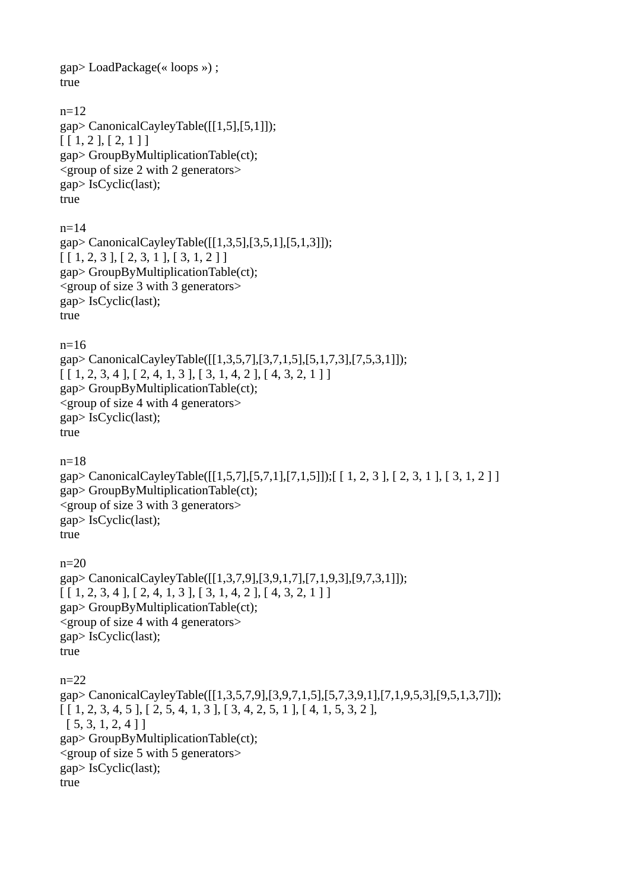```
gap> LoadPackage(« loops ») ;
true

n=12
gap> CanonicalCayleyTable([[1,5],[5,1]]);
[ [ 1, 2 ], [ 2, 1 ] ]
gap> GroupByMultiplicationTable(ct);
<group of size 2 with 2 generators>
gap> IsCyclic(last);
true

n=14
gap> CanonicalCayleyTable([[1,3,5],[3,5,1],[5,1,3]]);
[ [ 1, 2, 3 ], [ 2, 3, 1 ], [ 3, 1, 2 ] ]
gap> GroupByMultiplicationTable(ct);
<group of size 3 with 3 generators>
gap> IsCyclic(last);
true

n=16
gap> CanonicalCayleyTable([[1,3,5,7],[3,7,1,5],[5,1,7,3],[7,5,3,1]]);
[ [ 1, 2, 3, 4 ], [ 2, 4, 1, 3 ], [ 3, 1, 4, 2 ], [ 4, 3, 2, 1 ] ]
gap> GroupByMultiplicationTable(ct);
<group of size 4 with 4 generators>
gap> IsCyclic(last);
true

n=18
gap> CanonicalCayleyTable([[1,5,7],[5,7,1],[7,1,5]]);[ [ 1, 2, 3 ], [ 2, 3, 1 ], [ 3, 1, 2 ] ]
gap> GroupByMultiplicationTable(ct);
<group of size 3 with 3 generators>
gap> IsCyclic(last);
true

n=20
gap> CanonicalCayleyTable([[1,3,7,9],[3,9,1,7],[7,1,9,3],[9,7,3,1]]);
[ [ 1, 2, 3, 4 ], [ 2, 4, 1, 3 ], [ 3, 1, 4, 2 ], [ 4, 3, 2, 1 ] ]
gap> GroupByMultiplicationTable(ct);
<group of size 4 with 4 generators>
gap> IsCyclic(last);
true

n=22
gap> CanonicalCayleyTable([[1,3,5,7,9],[3,9,7,1,5],[5,7,3,9,1],[7,1,9,5,3],[9,5,1,3,7]]);
[ [ 1, 2, 3, 4, 5 ], [ 2, 5, 4, 1, 3 ], [ 3, 4, 2, 5, 1 ], [ 4, 1, 5, 3, 2 ],
  [ 5, 3, 1, 2, 4 ] ]
gap> GroupByMultiplicationTable(ct);
<group of size 5 with 5 generators>
gap> IsCyclic(last);
true
```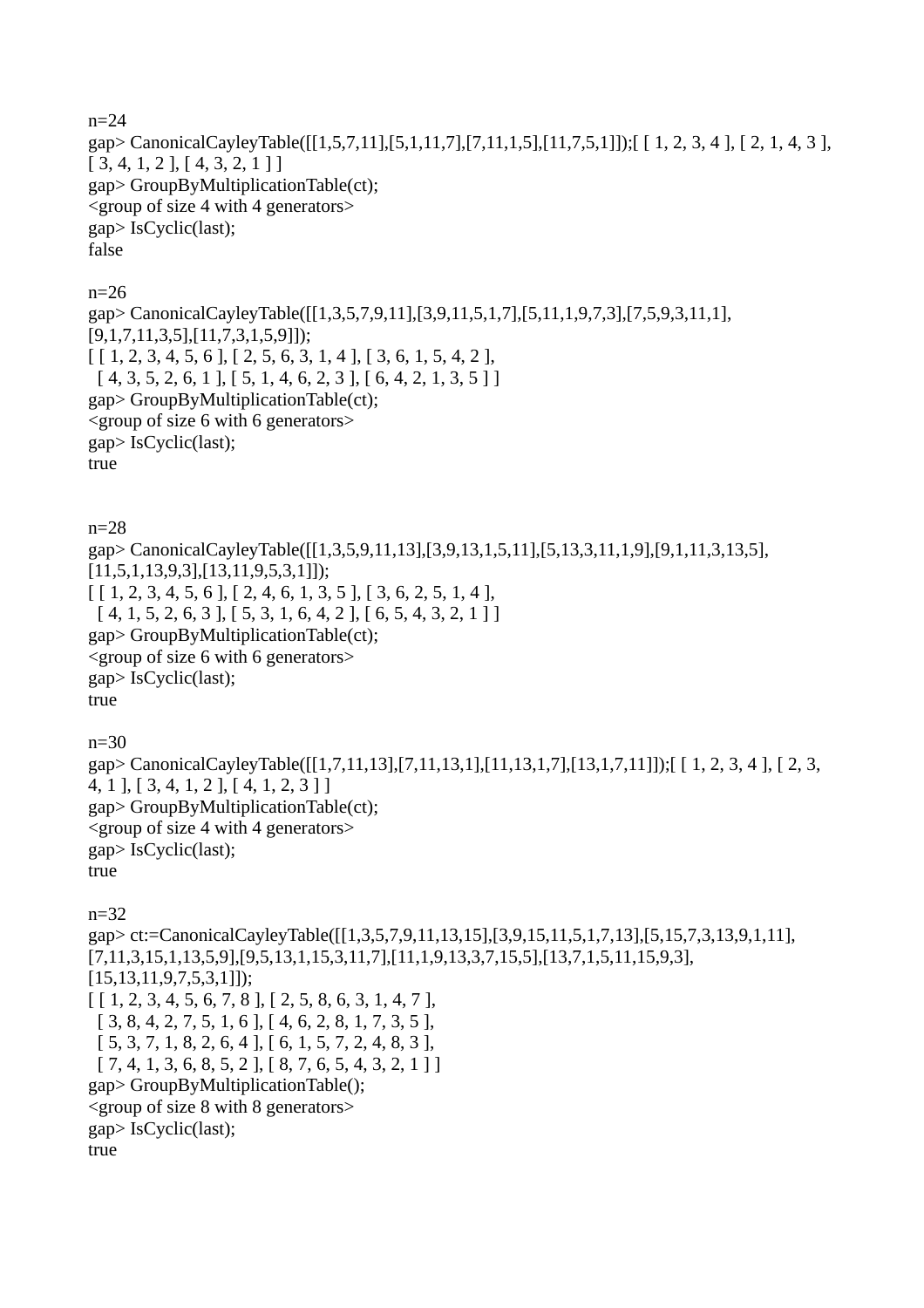n=24

```
gap> CanonicalCayleyTable([[1,5,7,11],[5,1,11,7],[7,11,1,5],[11,7,5,1]]);[ [ 1, 2, 3, 4 ], [ 2, 1, 4, 3 ],
[ 3, 4, 1, 2 ], [ 4, 3, 2, 1 ] ]
gap> GroupByMultiplicationTable(ct);
<group of size 4 with 4 generators>
gap> IsCyclic(last);
false
```

n=26

```
gap> CanonicalCayleyTable([[1,3,5,7,9,11],[3,9,11,5,1,7],[5,11,1,9,7,3],[7,5,9,3,11,1],
[9,1,7,11,3,5],[11,7,3,1,5,9]]);
[ [ 1, 2, 3, 4, 5, 6 ], [ 2, 5, 6, 3, 1, 4 ], [ 3, 6, 1, 5, 4, 2 ],
  [ 4, 3, 5, 2, 6, 1 ], [ 5, 1, 4, 6, 2, 3 ], [ 6, 4, 2, 1, 3, 5 ] ]
gap> GroupByMultiplicationTable(ct);
<group of size 6 with 6 generators>
gap> IsCyclic(last);
true
```

n=28

```
gap> CanonicalCayleyTable([[1,3,5,9,11,13],[3,9,13,1,5,11],[5,13,3,11,1,9],[9,1,11,3,13,5],
[11,5,1,13,9,3],[13,11,9,5,3,1]]);
[ [ 1, 2, 3, 4, 5, 6 ], [ 2, 4, 6, 1, 3, 5 ], [ 3, 6, 2, 5, 1, 4 ],
  [ 4, 1, 5, 2, 6, 3 ], [ 5, 3, 1, 6, 4, 2 ], [ 6, 5, 4, 3, 2, 1 ] ]
gap> GroupByMultiplicationTable(ct);
<group of size 6 with 6 generators>
gap> IsCyclic(last);
true
```

n=30

```
gap> CanonicalCayleyTable([[1,7,11,13],[7,11,13,1],[11,13,1,7],[13,1,7,11]]);[ [ 1, 2, 3, 4 ], [ 2, 3,
4, 1 ], [ 3, 4, 1, 2 ], [ 4, 1, 2, 3 ] ]
gap> GroupByMultiplicationTable(ct);
<group of size 4 with 4 generators>
gap> IsCyclic(last);
true
```

n=32

```
gap> ct:=CanonicalCayleyTable([[1,3,5,7,9,11,13,15],[3,9,15,11,5,1,7,13],[5,15,7,3,13,9,1,11],
[7,11,3,15,1,13,5,9],[9,5,13,1,15,3,11,7],[11,1,9,13,3,7,15,5],[13,7,1,5,11,15,9,3],
[15,13,11,9,7,5,3,1]]);
[ [ 1, 2, 3, 4, 5, 6, 7, 8 ], [ 2, 5, 8, 6, 3, 1, 4, 7 ],
  [ 3, 8, 4, 2, 7, 5, 1, 6 ], [ 4, 6, 2, 8, 1, 7, 3, 5 ],
  [ 5, 3, 7, 1, 8, 2, 6, 4 ], [ 6, 1, 5, 7, 2, 4, 8, 3 ],
  [ 7, 4, 1, 3, 6, 8, 5, 2 ], [ 8, 7, 6, 5, 4, 3, 2, 1 ] ]
gap> GroupByMultiplicationTable();
<group of size 8 with 8 generators>
gap> IsCyclic(last);
true
```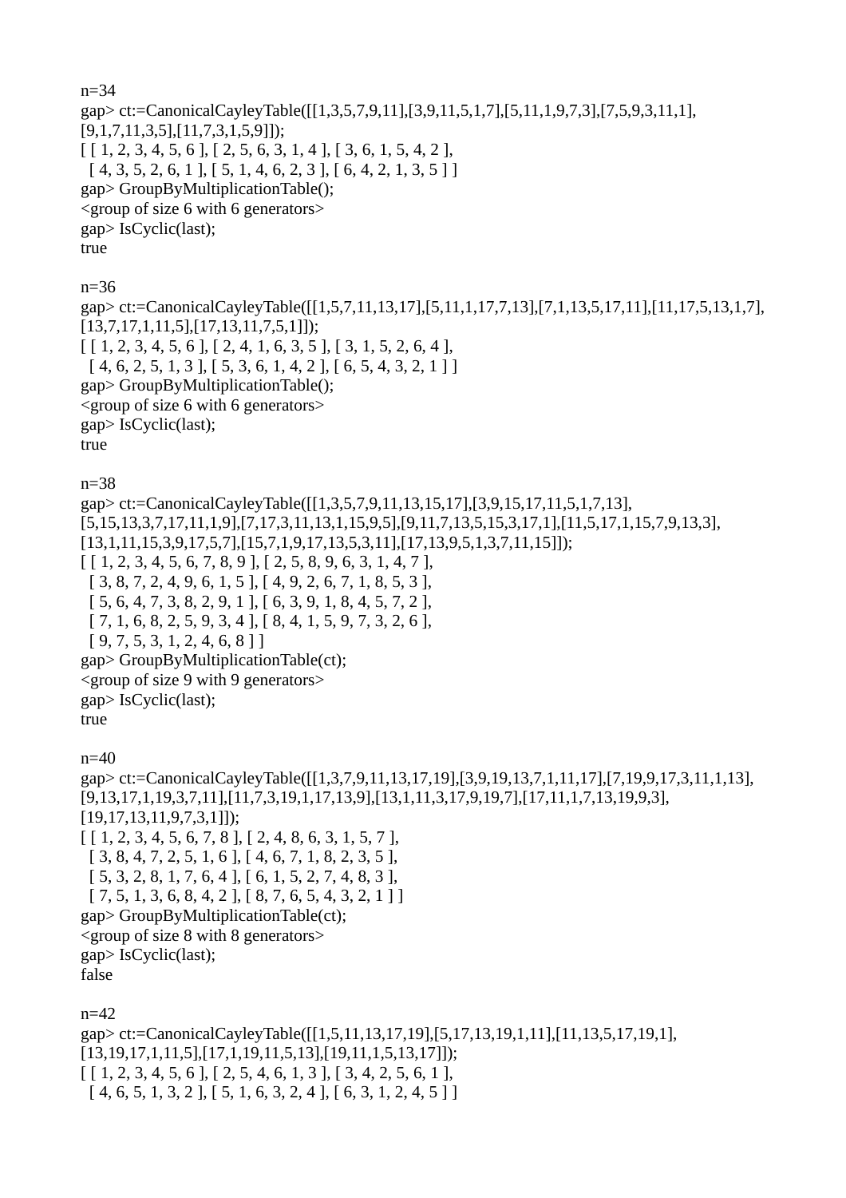n=34

```
gap> ct:=CanonicalCayleyTable([[1,3,5,7,9,11],[3,9,11,5,1,7],[5,11,1,9,7,3],[7,5,9,3,11,1],
[9,1,7,11,3,5],[11,7,3,1,5,9]]);
[ [ 1, 2, 3, 4, 5, 6 ], [ 2, 5, 6, 3, 1, 4 ], [ 3, 6, 1, 5, 4, 2 ],
  [ 4, 3, 5, 2, 6, 1 ], [ 5, 1, 4, 6, 2, 3 ], [ 6, 4, 2, 1, 3, 5 ] ]
gap> GroupByMultiplicationTable();
<group of size 6 with 6 generators>
gap> IsCyclic(last);
true
```

n=36

```
gap> ct:=CanonicalCayleyTable([[1,5,7,11,13,17],[5,11,1,17,7,13],[7,1,13,5,17,11],[11,17,5,13,1,7],
[13,7,17,1,11,5],[17,13,11,7,5,1]]);
[ [ 1, 2, 3, 4, 5, 6 ], [ 2, 4, 1, 6, 3, 5 ], [ 3, 1, 5, 2, 6, 4 ],
  [ 4, 6, 2, 5, 1, 3 ], [ 5, 3, 6, 1, 4, 2 ], [ 6, 5, 4, 3, 2, 1 ] ]
gap> GroupByMultiplicationTable();
<group of size 6 with 6 generators>
gap> IsCyclic(last);
true
```

n=38

```
gap> ct:=CanonicalCayleyTable([[1,3,5,7,9,11,13,15,17],[3,9,15,17,11,5,1,7,13],
[5,15,13,3,7,17,11,1,9],[7,17,3,11,13,1,15,9,5],[9,11,7,13,5,15,3,17,1],[11,5,17,1,15,7,9,13,3],
[13,1,11,15,3,9,17,5,7],[15,7,1,9,17,13,5,3,11],[17,13,9,5,1,3,7,11,15]]);
[ [ 1, 2, 3, 4, 5, 6, 7, 8, 9 ], [ 2, 5, 8, 9, 6, 3, 1, 4, 7 ],
  [ 3, 8, 7, 2, 4, 9, 6, 1, 5 ], [ 4, 9, 2, 6, 7, 1, 8, 5, 3 ],
  [ 5, 6, 4, 7, 3, 8, 2, 9, 1 ], [ 6, 3, 9, 1, 8, 4, 5, 7, 2 ],
  [ 7, 1, 6, 8, 2, 5, 9, 3, 4 ], [ 8, 4, 1, 5, 9, 7, 3, 2, 6 ],
  [ 9, 7, 5, 3, 1, 2, 4, 6, 8 ] ]
gap> GroupByMultiplicationTable(ct);
<group of size 9 with 9 generators>
gap> IsCyclic(last);
true
```

n=40

```
gap> ct:=CanonicalCayleyTable([[1,3,7,9,11,13,17,19],[3,9,19,13,7,1,11,17],[7,19,9,17,3,11,1,13],
[9,13,17,1,19,3,7,11],[11,7,3,19,1,17,13,9],[13,1,11,3,17,9,19,7],[17,11,1,7,13,19,9,3],
[19,17,13,11,9,7,3,1]]);
[ [ 1, 2, 3, 4, 5, 6, 7, 8 ], [ 2, 4, 8, 6, 3, 1, 5, 7 ],
  [ 3, 8, 4, 7, 2, 5, 1, 6 ], [ 4, 6, 7, 1, 8, 2, 3, 5 ],
  [ 5, 3, 2, 8, 1, 7, 6, 4 ], [ 6, 1, 5, 2, 7, 4, 8, 3 ],
  [ 7, 5, 1, 3, 6, 8, 4, 2 ], [ 8, 7, 6, 5, 4, 3, 2, 1 ] ]
gap> GroupByMultiplicationTable(ct);
<group of size 8 with 8 generators>
gap> IsCyclic(last);
false
```

n=42

```
gap> ct:=CanonicalCayleyTable([[1,5,11,13,17,19],[5,17,13,19,1,11],[11,13,5,17,19,1],
[13,19,17,1,11,5],[17,1,19,11,5,13],[19,11,1,5,13,17]]);
[ [ 1, 2, 3, 4, 5, 6 ], [ 2, 5, 4, 6, 1, 3 ], [ 3, 4, 2, 5, 6, 1 ],
  [ 4, 6, 5, 1, 3, 2 ], [ 5, 1, 6, 3, 2, 4 ], [ 6, 3, 1, 2, 4, 5 ] ]
```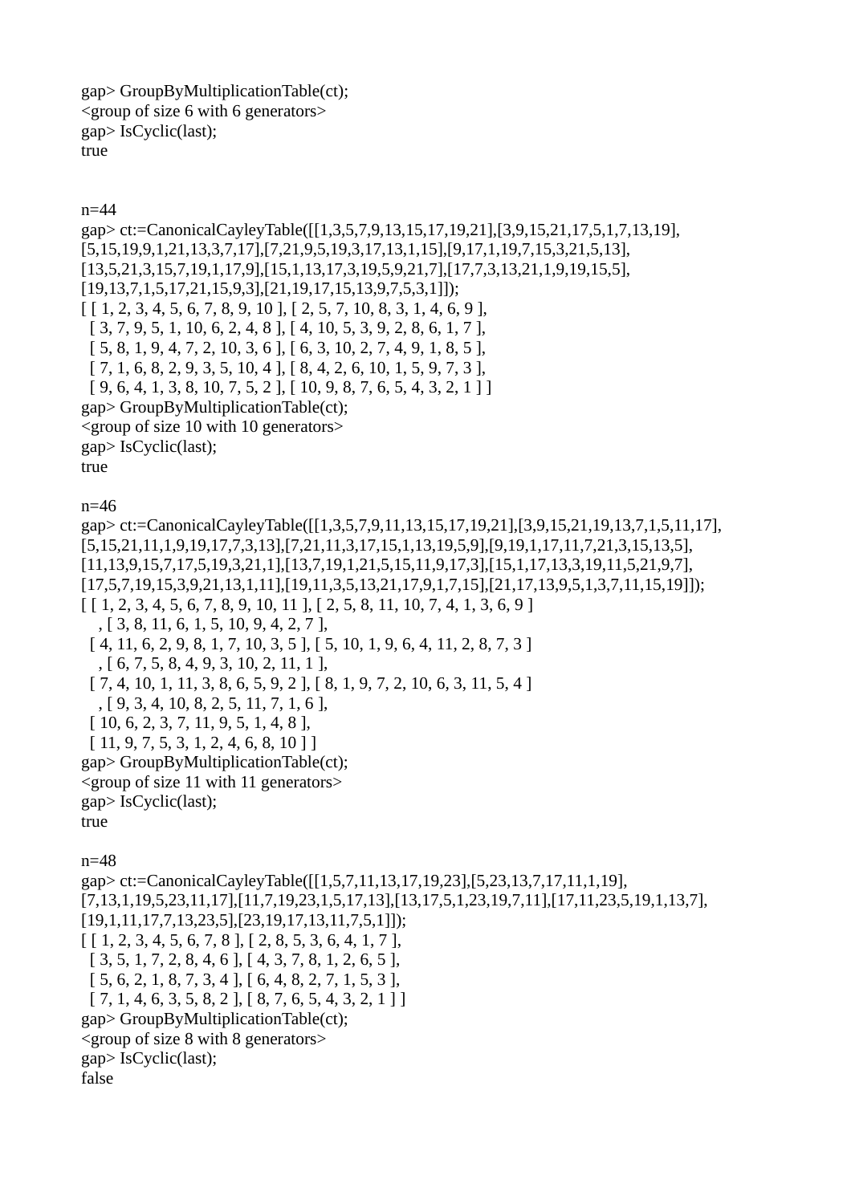```
gap> GroupByMultiplicationTable(ct);
<group of size 6 with 6 generators>
gap> IsCyclic(last);
true
```

n=44

```
gap> ct:=CanonicalCayleyTable([[1,3,5,7,9,13,15,17,19,21],[3,9,15,21,17,5,1,7,13,19],
[5,15,19,9,1,21,13,3,7,17],[7,21,9,5,19,3,17,13,1,15],[9,17,1,19,7,15,3,21,5,13],
[13,5,21,3,15,7,19,1,17,9],[15,1,13,17,3,19,5,9,21,7],[17,7,3,13,21,1,9,19,15,5],
[19,13,7,1,5,17,21,15,9,3],[21,19,17,15,13,9,7,5,3,1]]);
[ [ 1, 2, 3, 4, 5, 6, 7, 8, 9, 10 ], [ 2, 5, 7, 10, 8, 3, 1, 4, 6, 9 ],
  [ 3, 7, 9, 5, 1, 10, 6, 2, 4, 8 ], [ 4, 10, 5, 3, 9, 2, 8, 6, 1, 7 ],
  [ 5, 8, 1, 9, 4, 7, 2, 10, 3, 6 ], [ 6, 3, 10, 2, 7, 4, 9, 1, 8, 5 ],
  [ 7, 1, 6, 8, 2, 9, 3, 5, 10, 4 ], [ 8, 4, 2, 6, 10, 1, 5, 9, 7, 3 ],
  [ 9, 6, 4, 1, 3, 8, 10, 7, 5, 2 ], [ 10, 9, 8, 7, 6, 5, 4, 3, 2, 1 ] ]
gap> GroupByMultiplicationTable(ct);
<group of size 10 with 10 generators>
gap> IsCyclic(last);
true
```

n=46

```
gap> ct:=CanonicalCayleyTable([[1,3,5,7,9,11,13,15,17,19,21],[3,9,15,21,19,13,7,1,5,11,17],
[5,15,21,11,1,9,19,17,7,3,13],[7,21,11,3,17,15,1,13,19,5,9],[9,19,1,17,11,7,21,3,15,13,5],
[11,13,9,15,7,17,5,19,3,21,1],[13,7,19,1,21,5,15,11,9,17,3],[15,1,17,13,3,19,11,5,21,9,7],
[17,5,7,19,15,3,9,21,13,1,11],[19,11,3,5,13,21,17,9,1,7,15],[21,17,13,9,5,1,3,7,11,15,19]]);
[ [ 1, 2, 3, 4, 5, 6, 7, 8, 9, 10, 11 ], [ 2, 5, 8, 11, 10, 7, 4, 1, 3, 6, 9 ]
    , [ 3, 8, 11, 6, 1, 5, 10, 9, 4, 2, 7 ],
  [ 4, 11, 6, 2, 9, 8, 1, 7, 10, 3, 5 ], [ 5, 10, 1, 9, 6, 4, 11, 2, 8, 7, 3 ]
    , [ 6, 7, 5, 8, 4, 9, 3, 10, 2, 11, 1 ],
  [ 7, 4, 10, 1, 11, 3, 8, 6, 5, 9, 2 ], [ 8, 1, 9, 7, 2, 10, 6, 3, 11, 5, 4 ]
    , [ 9, 3, 4, 10, 8, 2, 5, 11, 7, 1, 6 ],
  [ 10, 6, 2, 3, 7, 11, 9, 5, 1, 4, 8 ],
  [ 11, 9, 7, 5, 3, 1, 2, 4, 6, 8, 10 ] ]
gap> GroupByMultiplicationTable(ct);
<group of size 11 with 11 generators>
gap> IsCyclic(last);
true
```

n=48

```
gap> ct:=CanonicalCayleyTable([[1,5,7,11,13,17,19,23],[5,23,13,7,17,11,1,19],
[7,13,1,19,5,23,11,17],[11,7,19,23,1,5,17,13],[13,17,5,1,23,19,7,11],[17,11,23,5,19,1,13,7],
[19,1,11,17,7,13,23,5],[23,19,17,13,11,7,5,1]]);
[ [ 1, 2, 3, 4, 5, 6, 7, 8 ], [ 2, 8, 5, 3, 6, 4, 1, 7 ],
  [ 3, 5, 1, 7, 2, 8, 4, 6 ], [ 4, 3, 7, 8, 1, 2, 6, 5 ],
  [ 5, 6, 2, 1, 8, 7, 3, 4 ], [ 6, 4, 8, 2, 7, 1, 5, 3 ],
  [ 7, 1, 4, 6, 3, 5, 8, 2 ], [ 8, 7, 6, 5, 4, 3, 2, 1 ] ]
gap> GroupByMultiplicationTable(ct);
<group of size 8 with 8 generators>
gap> IsCyclic(last);
false
```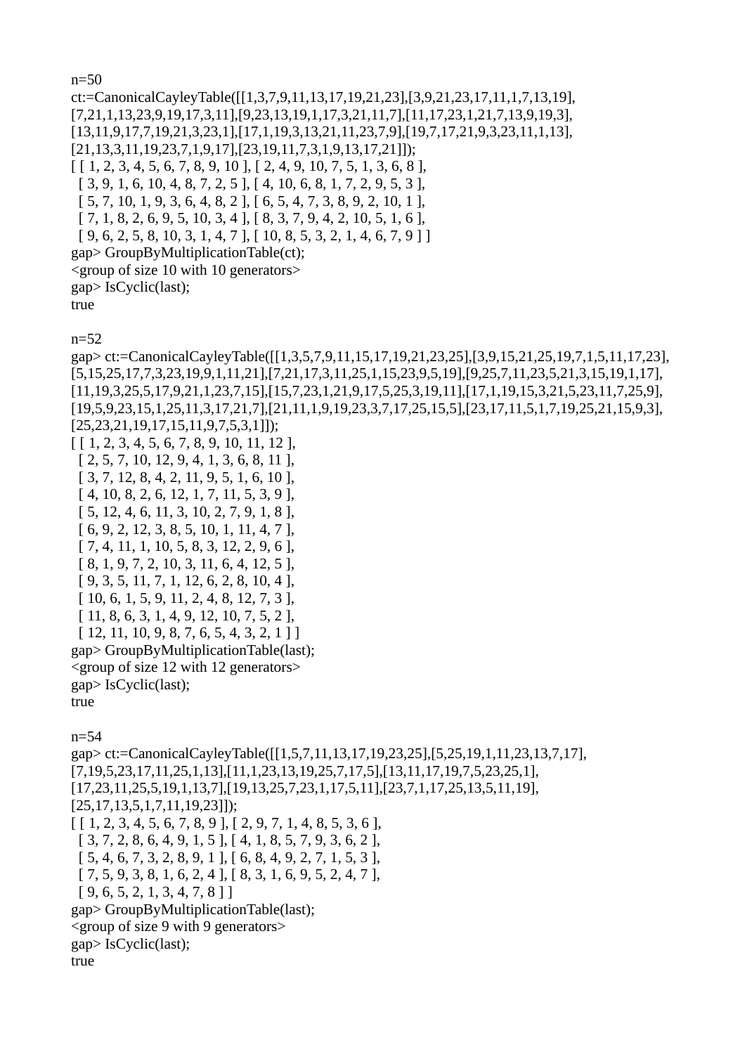n=50

```
ct:=CanonicalCayleyTable([[1,3,7,9,11,13,17,19,21,23],[3,9,21,23,17,11,1,7,13,19],
[7,21,1,13,23,9,19,17,3,11],[9,23,13,19,1,17,3,21,11,7],[11,17,23,1,21,7,13,9,19,3],
[13,11,9,17,7,19,21,3,23,1],[17,1,19,3,13,21,11,23,7,9],[19,7,17,21,9,3,23,11,1,13],
[21,13,3,11,19,23,7,1,9,17],[23,19,11,7,3,1,9,13,17,21]]);
[ [ 1, 2, 3, 4, 5, 6, 7, 8, 9, 10 ], [ 2, 4, 9, 10, 7, 5, 1, 3, 6, 8 ],
  [ 3, 9, 1, 6, 10, 4, 8, 7, 2, 5 ], [ 4, 10, 6, 8, 1, 7, 2, 9, 5, 3 ],
  [ 5, 7, 10, 1, 9, 3, 6, 4, 8, 2 ], [ 6, 5, 4, 7, 3, 8, 9, 2, 10, 1 ],
  [ 7, 1, 8, 2, 6, 9, 5, 10, 3, 4 ], [ 8, 3, 7, 9, 4, 2, 10, 5, 1, 6 ],
  [ 9, 6, 2, 5, 8, 10, 3, 1, 4, 7 ], [ 10, 8, 5, 3, 2, 1, 4, 6, 7, 9 ] ]
gap> GroupByMultiplicationTable(ct);
<group of size 10 with 10 generators>
gap> IsCyclic(last);
true
```

n=52

```
gap> ct:=CanonicalCayleyTable([[1,3,5,7,9,11,15,17,19,21,23,25],[3,9,15,21,25,19,7,1,5,11,17,23],
[5,15,25,17,7,3,23,19,9,1,11,21],[7,21,17,3,11,25,1,15,23,9,5,19],[9,25,7,11,23,5,21,3,15,19,1,17],
[11,19,3,25,5,17,9,21,1,23,7,15],[15,7,23,1,21,9,17,5,25,3,19,11],[17,1,19,15,3,21,5,23,11,7,25,9],
[19,5,9,23,15,1,25,11,3,17,21,7],[21,11,1,9,19,23,3,7,17,25,15,5],[23,17,11,5,1,7,19,25,21,15,9,3],
[25,23,21,19,17,15,11,9,7,5,3,1]]);
[ [ 1, 2, 3, 4, 5, 6, 7, 8, 9, 10, 11, 12 ],
  [ 2, 5, 7, 10, 12, 9, 4, 1, 3, 6, 8, 11 ],
  [ 3, 7, 12, 8, 4, 2, 11, 9, 5, 1, 6, 10 ],
  [ 4, 10, 8, 2, 6, 12, 1, 7, 11, 5, 3, 9 ],
  [ 5, 12, 4, 6, 11, 3, 10, 2, 7, 9, 1, 8 ],
  [ 6, 9, 2, 12, 3, 8, 5, 10, 1, 11, 4, 7 ],
  [ 7, 4, 11, 1, 10, 5, 8, 3, 12, 2, 9, 6 ],
  [ 8, 1, 9, 7, 2, 10, 3, 11, 6, 4, 12, 5 ],
  [ 9, 3, 5, 11, 7, 1, 12, 6, 2, 8, 10, 4 ],
  [ 10, 6, 1, 5, 9, 11, 2, 4, 8, 12, 7, 3 ],
  [ 11, 8, 6, 3, 1, 4, 9, 12, 10, 7, 5, 2 ],
  [ 12, 11, 10, 9, 8, 7, 6, 5, 4, 3, 2, 1 ] ]
gap> GroupByMultiplicationTable(last);
<group of size 12 with 12 generators>
gap> IsCyclic(last);
true
```

n=54

```
gap> ct:=CanonicalCayleyTable([[1,5,7,11,13,17,19,23,25],[5,25,19,1,11,23,13,7,17],
[7,19,5,23,17,11,25,1,13],[11,1,23,13,19,25,7,17,5],[13,11,17,19,7,5,23,25,1],
[17,23,11,25,5,19,1,13,7],[19,13,25,7,23,1,17,5,11],[23,7,1,17,25,13,5,11,19],
[25,17,13,5,1,7,11,19,23]]);
[ [ 1, 2, 3, 4, 5, 6, 7, 8, 9 ], [ 2, 9, 7, 1, 4, 8, 5, 3, 6 ],
  [ 3, 7, 2, 8, 6, 4, 9, 1, 5 ], [ 4, 1, 8, 5, 7, 9, 3, 6, 2 ],
  [ 5, 4, 6, 7, 3, 2, 8, 9, 1 ], [ 6, 8, 4, 9, 2, 7, 1, 5, 3 ],
  [ 7, 5, 9, 3, 8, 1, 6, 2, 4 ], [ 8, 3, 1, 6, 9, 5, 2, 4, 7 ],
  [ 9, 6, 5, 2, 1, 3, 4, 7, 8 ] ]
gap> GroupByMultiplicationTable(last);
<group of size 9 with 9 generators>
gap> IsCyclic(last);
true
```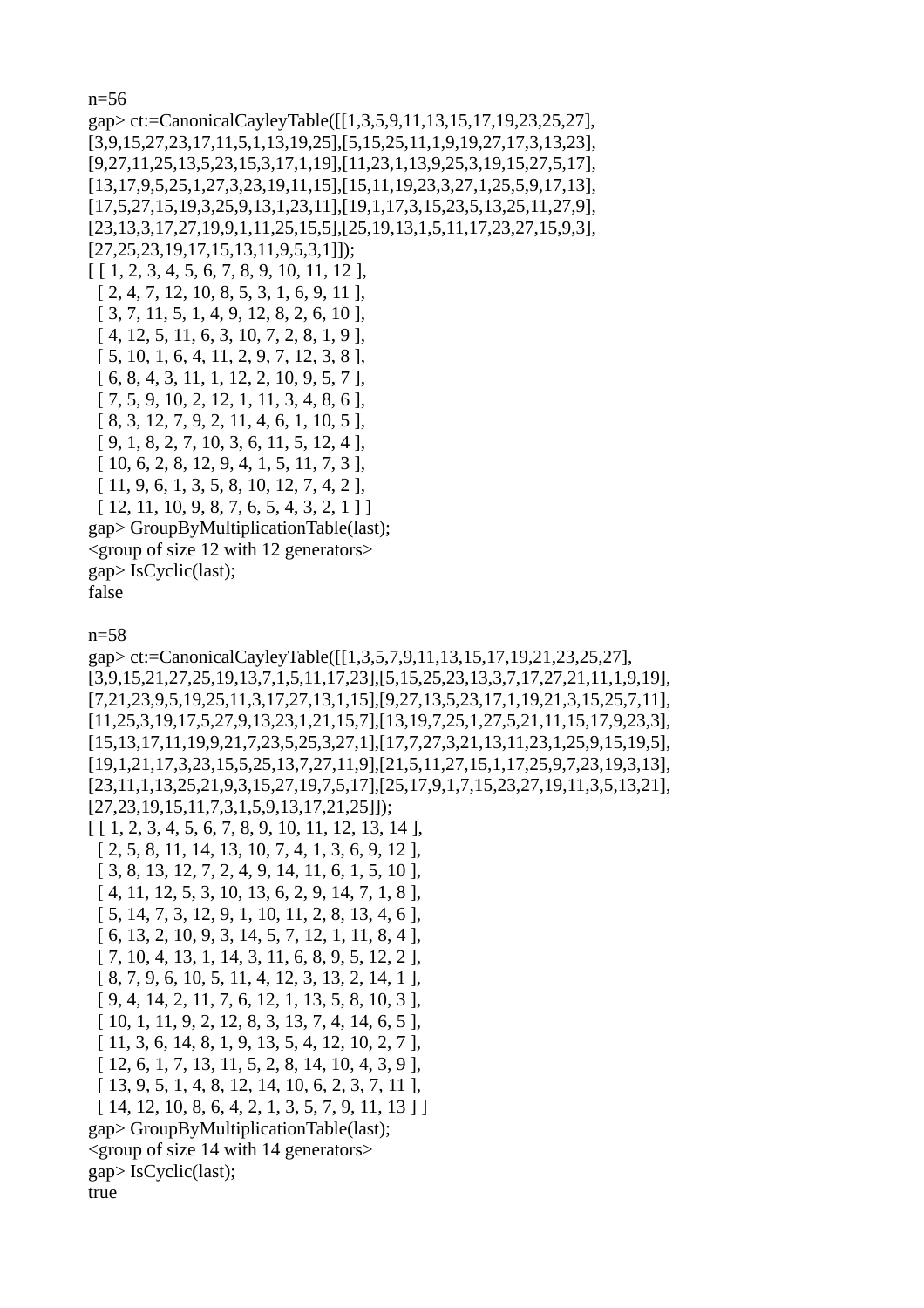n=56

```
gap> ct:=CanonicalCayleyTable([[1,3,5,9,11,13,15,17,19,23,25,27],
[3,9,15,27,23,17,11,5,1,13,19,25],[5,15,25,11,1,9,19,27,17,3,13,23],
[9,27,11,25,13,5,23,15,3,17,1,19],[11,23,1,13,9,25,3,19,15,27,5,17],
[13,17,9,5,25,1,27,3,23,19,11,15],[15,11,19,23,3,27,1,25,5,9,17,13],
[17,5,27,15,19,3,25,9,13,1,23,11],[19,1,17,3,15,23,5,13,25,11,27,9],
[23,13,3,17,27,19,9,1,11,25,15,5],[25,19,13,1,5,11,17,23,27,15,9,3],
[27,25,23,19,17,15,13,11,9,5,3,1]]);
[ [ 1, 2, 3, 4, 5, 6, 7, 8, 9, 10, 11, 12 ],
  [ 2, 4, 7, 12, 10, 8, 5, 3, 1, 6, 9, 11 ],
  [ 3, 7, 11, 5, 1, 4, 9, 12, 8, 2, 6, 10 ],
  [ 4, 12, 5, 11, 6, 3, 10, 7, 2, 8, 1, 9 ],
  [ 5, 10, 1, 6, 4, 11, 2, 9, 7, 12, 3, 8 ],
  [ 6, 8, 4, 3, 11, 1, 12, 2, 10, 9, 5, 7 ],
  [ 7, 5, 9, 10, 2, 12, 1, 11, 3, 4, 8, 6 ],
  [ 8, 3, 12, 7, 9, 2, 11, 4, 6, 1, 10, 5 ],
  [ 9, 1, 8, 2, 7, 10, 3, 6, 11, 5, 12, 4 ],
  [ 10, 6, 2, 8, 12, 9, 4, 1, 5, 11, 7, 3 ],
  [ 11, 9, 6, 1, 3, 5, 8, 10, 12, 7, 4, 2 ],
  [ 12, 11, 10, 9, 8, 7, 6, 5, 4, 3, 2, 1 ] ]
gap> GroupByMultiplicationTable(last);
<group of size 12 with 12 generators>
gap> IsCyclic(last);
false
```

n=58

```
gap> ct:=CanonicalCayleyTable([[1,3,5,7,9,11,13,15,17,19,21,23,25,27],
[3,9,15,21,27,25,19,13,7,1,5,11,17,23],[5,15,25,23,13,3,7,17,27,21,11,1,9,19],
[7,21,23,9,5,19,25,11,3,17,27,13,1,15],[9,27,13,5,23,17,1,19,21,3,15,25,7,11],
[11,25,3,19,17,5,27,9,13,23,1,21,15,7],[13,19,7,25,1,27,5,21,11,15,17,9,23,3],
[15,13,17,11,19,9,21,7,23,5,25,3,27,1],[17,7,27,3,21,13,11,23,1,25,9,15,19,5],
[19,1,21,17,3,23,15,5,25,13,7,27,11,9],[21,5,11,27,15,1,17,25,9,7,23,19,3,13],
[23,11,1,13,25,21,9,3,15,27,19,7,5,17],[25,17,9,1,7,15,23,27,19,11,3,5,13,21],
[27,23,19,15,11,7,3,1,5,9,13,17,21,25]]);
[ [ 1, 2, 3, 4, 5, 6, 7, 8, 9, 10, 11, 12, 13, 14 ],
  [ 2, 5, 8, 11, 14, 13, 10, 7, 4, 1, 3, 6, 9, 12 ],
  [ 3, 8, 13, 12, 7, 2, 4, 9, 14, 11, 6, 1, 5, 10 ],
  [ 4, 11, 12, 5, 3, 10, 13, 6, 2, 9, 14, 7, 1, 8 ],
  [ 5, 14, 7, 3, 12, 9, 1, 10, 11, 2, 8, 13, 4, 6 ],
  [ 6, 13, 2, 10, 9, 3, 14, 5, 7, 12, 1, 11, 8, 4 ],
  [ 7, 10, 4, 13, 1, 14, 3, 11, 6, 8, 9, 5, 12, 2 ],
  [ 8, 7, 9, 6, 10, 5, 11, 4, 12, 3, 13, 2, 14, 1 ],
  [ 9, 4, 14, 2, 11, 7, 6, 12, 1, 13, 5, 8, 10, 3 ],
  [ 10, 1, 11, 9, 2, 12, 8, 3, 13, 7, 4, 14, 6, 5 ],
  [ 11, 3, 6, 14, 8, 1, 9, 13, 5, 4, 12, 10, 2, 7 ],
  [ 12, 6, 1, 7, 13, 11, 5, 2, 8, 14, 10, 4, 3, 9 ],
  [ 13, 9, 5, 1, 4, 8, 12, 14, 10, 6, 2, 3, 7, 11 ],
  [ 14, 12, 10, 8, 6, 4, 2, 1, 3, 5, 7, 9, 11, 13 ] ]
gap> GroupByMultiplicationTable(last);
<group of size 14 with 14 generators>
gap> IsCyclic(last);
true
```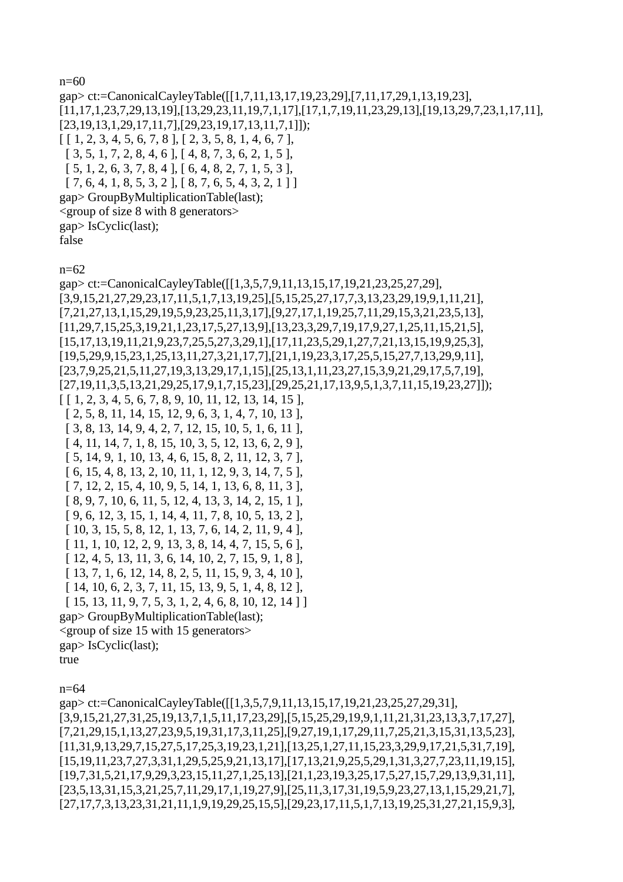n=60

```
gap> ct:=CanonicalCayleyTable([[1,7,11,13,17,19,23,29],[7,11,17,29,1,13,19,23],
[11,17,1,23,7,29,13,19],[13,29,23,11,19,7,1,17],[17,1,7,19,11,23,29,13],[19,13,29,7,23,1,17,11],
[23,19,13,1,29,17,11,7],[29,23,19,17,13,11,7,1]]);
[ [ 1, 2, 3, 4, 5, 6, 7, 8 ], [ 2, 3, 5, 8, 1, 4, 6, 7 ],
  [ 3, 5, 1, 7, 2, 8, 4, 6 ], [ 4, 8, 7, 3, 6, 2, 1, 5 ],
  [ 5, 1, 2, 6, 3, 7, 8, 4 ], [ 6, 4, 8, 2, 7, 1, 5, 3 ],
  [ 7, 6, 4, 1, 8, 5, 3, 2 ], [ 8, 7, 6, 5, 4, 3, 2, 1 ] ]
gap> GroupByMultiplicationTable(last);
<group of size 8 with 8 generators>
gap> IsCyclic(last);
false
```

n=62

```
gap> ct:=CanonicalCayleyTable([[1,3,5,7,9,11,13,15,17,19,21,23,25,27,29],
[3,9,15,21,27,29,23,17,11,5,1,7,13,19,25],[5,15,25,27,17,7,3,13,23,29,19,9,1,11,21],
[7,21,27,13,1,15,29,19,5,9,23,25,11,3,17],[9,27,17,1,19,25,7,11,29,15,3,21,23,5,13],
[11,29,7,15,25,3,19,21,1,23,17,5,27,13,9],[13,23,3,29,7,19,17,9,27,1,25,11,15,21,5],
[15,17,13,19,11,21,9,23,7,25,5,27,3,29,1],[17,11,23,5,29,1,27,7,21,13,15,19,9,25,3],
[19,5,29,9,15,23,1,25,13,11,27,3,21,17,7],[21,1,19,23,3,17,25,5,15,27,7,13,29,9,11],
[23,7,9,25,21,5,11,27,19,3,13,29,17,1,15],[25,13,1,11,23,27,15,3,9,21,29,17,5,7,19],
[27,19,11,3,5,13,21,29,25,17,9,1,7,15,23],[29,25,21,17,13,9,5,1,3,7,11,15,19,23,27]]);
[ [ 1, 2, 3, 4, 5, 6, 7, 8, 9, 10, 11, 12, 13, 14, 15 ],
  [ 2, 5, 8, 11, 14, 15, 12, 9, 6, 3, 1, 4, 7, 10, 13 ],
  [ 3, 8, 13, 14, 9, 4, 2, 7, 12, 15, 10, 5, 1, 6, 11 ],
  [ 4, 11, 14, 7, 1, 8, 15, 10, 3, 5, 12, 13, 6, 2, 9 ],
  [ 5, 14, 9, 1, 10, 13, 4, 6, 15, 8, 2, 11, 12, 3, 7 ],
  [ 6, 15, 4, 8, 13, 2, 10, 11, 1, 12, 9, 3, 14, 7, 5 ],
  [ 7, 12, 2, 15, 4, 10, 9, 5, 14, 1, 13, 6, 8, 11, 3 ],
  [ 8, 9, 7, 10, 6, 11, 5, 12, 4, 13, 3, 14, 2, 15, 1 ],
  [ 9, 6, 12, 3, 15, 1, 14, 4, 11, 7, 8, 10, 5, 13, 2 ],
  [ 10, 3, 15, 5, 8, 12, 1, 13, 7, 6, 14, 2, 11, 9, 4 ],
  [ 11, 1, 10, 12, 2, 9, 13, 3, 8, 14, 4, 7, 15, 5, 6 ],
  [ 12, 4, 5, 13, 11, 3, 6, 14, 10, 2, 7, 15, 9, 1, 8 ],
  [ 13, 7, 1, 6, 12, 14, 8, 2, 5, 11, 15, 9, 3, 4, 10 ],
  [ 14, 10, 6, 2, 3, 7, 11, 15, 13, 9, 5, 1, 4, 8, 12 ],
  [ 15, 13, 11, 9, 7, 5, 3, 1, 2, 4, 6, 8, 10, 12, 14 ] ]
gap> GroupByMultiplicationTable(last);
<group of size 15 with 15 generators>
gap> IsCyclic(last);
true
```

n=64

```
gap> ct:=CanonicalCayleyTable([[1,3,5,7,9,11,13,15,17,19,21,23,25,27,29,31],
[3,9,15,21,27,31,25,19,13,7,1,5,11,17,23,29],[5,15,25,29,19,9,1,11,21,31,23,13,3,7,17,27],
[7,21,29,15,1,13,27,23,9,5,19,31,17,3,11,25],[9,27,19,1,17,29,11,7,25,21,3,15,31,13,5,23],
[11,31,9,13,29,7,15,27,5,17,25,3,19,23,1,21],[13,25,1,27,11,15,23,3,29,9,17,21,5,31,7,19],
[15,19,11,23,7,27,3,31,1,29,5,25,9,21,13,17],[17,13,21,9,25,5,29,1,31,3,27,7,23,11,19,15],
[19,7,31,5,21,17,9,29,3,23,15,11,27,1,25,13],[21,1,23,19,3,25,17,5,27,15,7,29,13,9,31,11],
[23,5,13,31,15,3,21,25,7,11,29,17,1,19,27,9],[25,11,3,17,31,19,5,9,23,27,13,1,15,29,21,7],
[27,17,7,3,13,23,31,21,11,1,9,19,29,25,15,5],[29,23,17,11,5,1,7,13,19,25,31,27,21,15,9,3],
```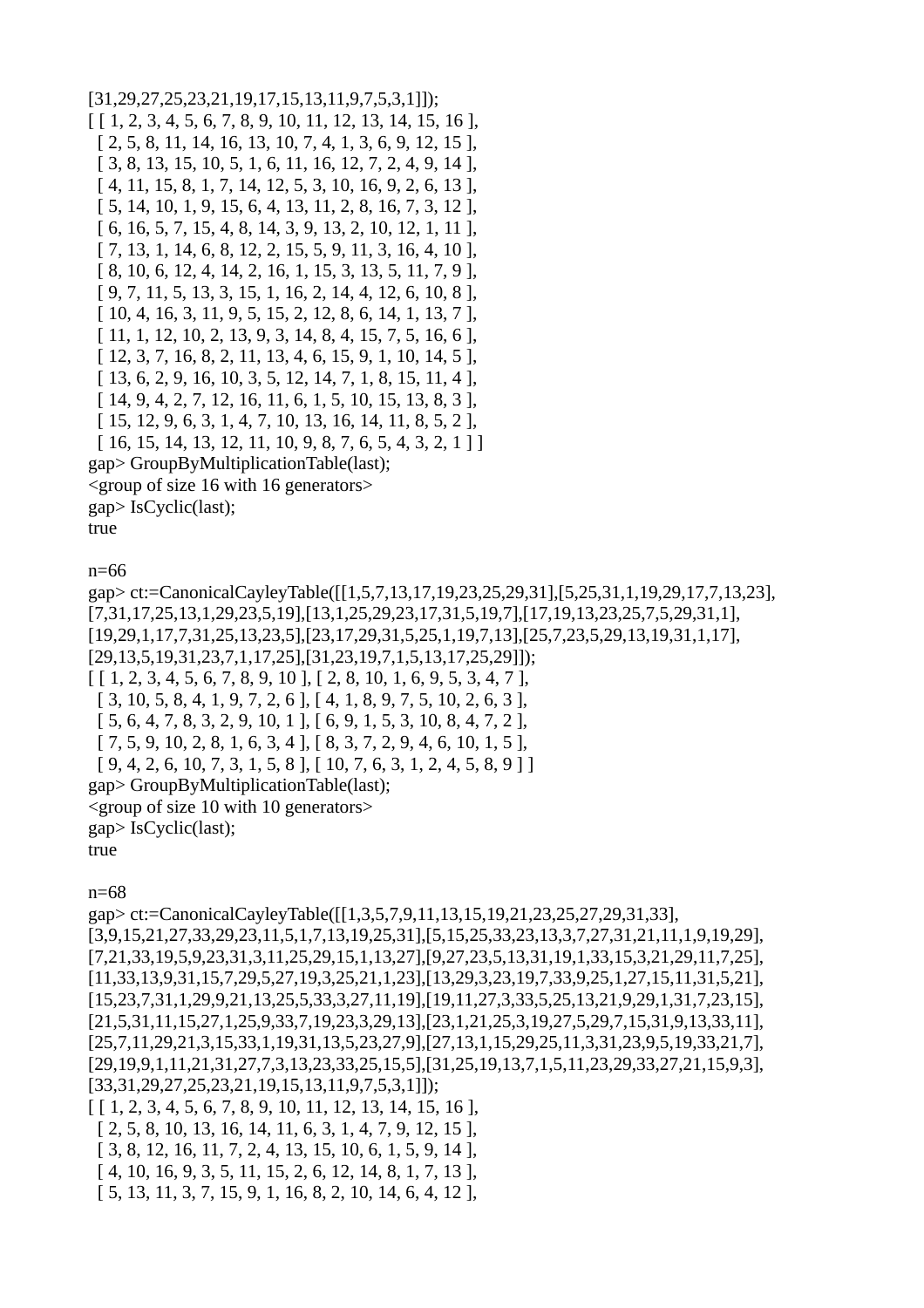```
[31,29,27,25,23,21,19,17,15,13,11,9,7,5,3,1]]);
[ [ 1, 2, 3, 4, 5, 6, 7, 8, 9, 10, 11, 12, 13, 14, 15, 16 ],
  [ 2, 5, 8, 11, 14, 16, 13, 10, 7, 4, 1, 3, 6, 9, 12, 15 ],
  [ 3, 8, 13, 15, 10, 5, 1, 6, 11, 16, 12, 7, 2, 4, 9, 14 ],
  [ 4, 11, 15, 8, 1, 7, 14, 12, 5, 3, 10, 16, 9, 2, 6, 13 ],
  [ 5, 14, 10, 1, 9, 15, 6, 4, 13, 11, 2, 8, 16, 7, 3, 12 ],
  [ 6, 16, 5, 7, 15, 4, 8, 14, 3, 9, 13, 2, 10, 12, 1, 11 ],
  [ 7, 13, 1, 14, 6, 8, 12, 2, 15, 5, 9, 11, 3, 16, 4, 10 ],
  [ 8, 10, 6, 12, 4, 14, 2, 16, 1, 15, 3, 13, 5, 11, 7, 9 ],
  [ 9, 7, 11, 5, 13, 3, 15, 1, 16, 2, 14, 4, 12, 6, 10, 8 ],
  [ 10, 4, 16, 3, 11, 9, 5, 15, 2, 12, 8, 6, 14, 1, 13, 7 ],
  [ 11, 1, 12, 10, 2, 13, 9, 3, 14, 8, 4, 15, 7, 5, 16, 6 ],
  [ 12, 3, 7, 16, 8, 2, 11, 13, 4, 6, 15, 9, 1, 10, 14, 5 ],
  [ 13, 6, 2, 9, 16, 10, 3, 5, 12, 14, 7, 1, 8, 15, 11, 4 ],
  [ 14, 9, 4, 2, 7, 12, 16, 11, 6, 1, 5, 10, 15, 13, 8, 3 ],
  [ 15, 12, 9, 6, 3, 1, 4, 7, 10, 13, 16, 14, 11, 8, 5, 2 ],
  [ 16, 15, 14, 13, 12, 11, 10, 9, 8, 7, 6, 5, 4, 3, 2, 1 ] ]
gap> GroupByMultiplicationTable(last);
<group of size 16 with 16 generators>
gap> IsCyclic(last);
true
```

n=66

```
gap> ct:=CanonicalCayleyTable([[1,5,7,13,17,19,23,25,29,31],[5,25,31,1,19,29,17,7,13,23],
[7,31,17,25,13,1,29,23,5,19],[13,1,25,29,23,17,31,5,19,7],[17,19,13,23,25,7,5,29,31,1],
[19,29,1,17,7,31,25,13,23,5],[23,17,29,31,5,25,1,19,7,13],[25,7,23,5,29,13,19,31,1,17],
[29,13,5,19,31,23,7,1,17,25],[31,23,19,7,1,5,13,17,25,29]]);
[ [ 1, 2, 3, 4, 5, 6, 7, 8, 9, 10 ], [ 2, 8, 10, 1, 6, 9, 5, 3, 4, 7 ],
  [ 3, 10, 5, 8, 4, 1, 9, 7, 2, 6 ], [ 4, 1, 8, 9, 7, 5, 10, 2, 6, 3 ],
  [ 5, 6, 4, 7, 8, 3, 2, 9, 10, 1 ], [ 6, 9, 1, 5, 3, 10, 8, 4, 7, 2 ],
  [ 7, 5, 9, 10, 2, 8, 1, 6, 3, 4 ], [ 8, 3, 7, 2, 9, 4, 6, 10, 1, 5 ],
  [ 9, 4, 2, 6, 10, 7, 3, 1, 5, 8 ], [ 10, 7, 6, 3, 1, 2, 4, 5, 8, 9 ] ]
gap> GroupByMultiplicationTable(last);
<group of size 10 with 10 generators>
gap> IsCyclic(last);
true
```

n=68

```
gap> ct:=CanonicalCayleyTable([[1,3,5,7,9,11,13,15,19,21,23,25,27,29,31,33],
[3,9,15,21,27,33,29,23,11,5,1,7,13,19,25,31],[5,15,25,33,23,13,3,7,27,31,21,11,1,9,19,29],
[7,21,33,19,5,9,23,31,3,11,25,29,15,1,13,27],[9,27,23,5,13,31,19,1,33,15,3,21,29,11,7,25],
[11,33,13,9,31,15,7,29,5,27,19,3,25,21,1,23],[13,29,3,23,19,7,33,9,25,1,27,15,11,31,5,21],
[15,23,7,31,1,29,9,21,13,25,5,33,3,27,11,19],[19,11,27,3,33,5,25,13,21,9,29,1,31,7,23,15],
[21,5,31,11,15,27,1,25,9,33,7,19,23,3,29,13],[23,1,21,25,3,19,27,5,29,7,15,31,9,13,33,11],
[25,7,11,29,21,3,15,33,1,19,31,13,5,23,27,9],[27,13,1,15,29,25,11,3,31,23,9,5,19,33,21,7],
[29,19,9,1,11,21,31,27,7,3,13,23,33,25,15,5],[31,25,19,13,7,1,5,11,23,29,33,27,21,15,9,3],
[33,31,29,27,25,23,21,19,15,13,11,9,7,5,3,1]]);
[ [ 1, 2, 3, 4, 5, 6, 7, 8, 9, 10, 11, 12, 13, 14, 15, 16 ],
  [ 2, 5, 8, 10, 13, 16, 14, 11, 6, 3, 1, 4, 7, 9, 12, 15 ],
  [ 3, 8, 12, 16, 11, 7, 2, 4, 13, 15, 10, 6, 1, 5, 9, 14 ],
  [ 4, 10, 16, 9, 3, 5, 11, 15, 2, 6, 12, 14, 8, 1, 7, 13 ],
  [ 5, 13, 11, 3, 7, 15, 9, 1, 16, 8, 2, 10, 14, 6, 4, 12 ],
```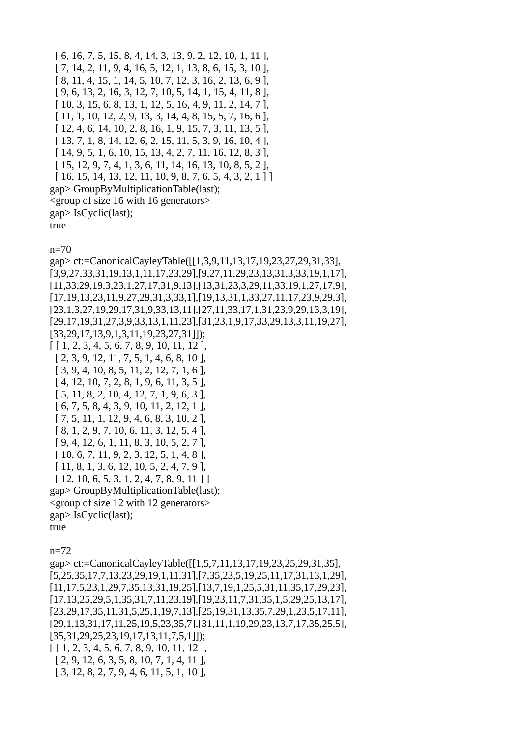```
  [ 6, 16, 7, 5, 15, 8, 4, 14, 3, 13, 9, 2, 12, 10, 1, 11 ],
  [ 7, 14, 2, 11, 9, 4, 16, 5, 12, 1, 13, 8, 6, 15, 3, 10 ],
  [ 8, 11, 4, 15, 1, 14, 5, 10, 7, 12, 3, 16, 2, 13, 6, 9 ],
  [ 9, 6, 13, 2, 16, 3, 12, 7, 10, 5, 14, 1, 15, 4, 11, 8 ],
  [ 10, 3, 15, 6, 8, 13, 1, 12, 5, 16, 4, 9, 11, 2, 14, 7 ],
  [ 11, 1, 10, 12, 2, 9, 13, 3, 14, 4, 8, 15, 5, 7, 16, 6 ],
  [ 12, 4, 6, 14, 10, 2, 8, 16, 1, 9, 15, 7, 3, 11, 13, 5 ],
  [ 13, 7, 1, 8, 14, 12, 6, 2, 15, 11, 5, 3, 9, 16, 10, 4 ],
  [ 14, 9, 5, 1, 6, 10, 15, 13, 4, 2, 7, 11, 16, 12, 8, 3 ],
  [ 15, 12, 9, 7, 4, 1, 3, 6, 11, 14, 16, 13, 10, 8, 5, 2 ],
  [ 16, 15, 14, 13, 12, 11, 10, 9, 8, 7, 6, 5, 4, 3, 2, 1 ] ]
gap> GroupByMultiplicationTable(last);
<group of size 16 with 16 generators>
gap> IsCyclic(last);
true
```

n=70

```
gap> ct:=CanonicalCayleyTable([[1,3,9,11,13,17,19,23,27,29,31,33],
[3,9,27,33,31,19,13,1,11,17,23,29],[9,27,11,29,23,13,31,3,33,19,1,17],
[11,33,29,19,3,23,1,27,17,31,9,13],[13,31,23,3,29,11,33,19,1,27,17,9],
[17,19,13,23,11,9,27,29,31,3,33,1],[19,13,31,1,33,27,11,17,23,9,29,3],
[23,1,3,27,19,29,17,31,9,33,13,11],[27,11,33,17,1,31,23,9,29,13,3,19],
[29,17,19,31,27,3,9,33,13,1,11,23],[31,23,1,9,17,33,29,13,3,11,19,27],
[33,29,17,13,9,1,3,11,19,23,27,31]]);
[ [ 1, 2, 3, 4, 5, 6, 7, 8, 9, 10, 11, 12 ],
  [ 2, 3, 9, 12, 11, 7, 5, 1, 4, 6, 8, 10 ],
  [ 3, 9, 4, 10, 8, 5, 11, 2, 12, 7, 1, 6 ],
  [ 4, 12, 10, 7, 2, 8, 1, 9, 6, 11, 3, 5 ],
  [ 5, 11, 8, 2, 10, 4, 12, 7, 1, 9, 6, 3 ],
  [ 6, 7, 5, 8, 4, 3, 9, 10, 11, 2, 12, 1 ],
  [ 7, 5, 11, 1, 12, 9, 4, 6, 8, 3, 10, 2 ],
  [ 8, 1, 2, 9, 7, 10, 6, 11, 3, 12, 5, 4 ],
  [ 9, 4, 12, 6, 1, 11, 8, 3, 10, 5, 2, 7 ],
  [ 10, 6, 7, 11, 9, 2, 3, 12, 5, 1, 4, 8 ],
  [ 11, 8, 1, 3, 6, 12, 10, 5, 2, 4, 7, 9 ],
  [ 12, 10, 6, 5, 3, 1, 2, 4, 7, 8, 9, 11 ] ]
gap> GroupByMultiplicationTable(last);
<group of size 12 with 12 generators>
gap> IsCyclic(last);
true
```

n=72

```
gap> ct:=CanonicalCayleyTable([[1,5,7,11,13,17,19,23,25,29,31,35],
[5,25,35,17,7,13,23,29,19,1,11,31],[7,35,23,5,19,25,11,17,31,13,1,29],
[11,17,5,23,1,29,7,35,13,31,19,25],[13,7,19,1,25,5,31,11,35,17,29,23],
[17,13,25,29,5,1,35,31,7,11,23,19],[19,23,11,7,31,35,1,5,29,25,13,17],
[23,29,17,35,11,31,5,25,1,19,7,13],[25,19,31,13,35,7,29,1,23,5,17,11],
[29,1,13,31,17,11,25,19,5,23,35,7],[31,11,1,19,29,23,13,7,17,35,25,5],
[35,31,29,25,23,19,17,13,11,7,5,1]]);
[ [ 1, 2, 3, 4, 5, 6, 7, 8, 9, 10, 11, 12 ],
  [ 2, 9, 12, 6, 3, 5, 8, 10, 7, 1, 4, 11 ],
  [ 3, 12, 8, 2, 7, 9, 4, 6, 11, 5, 1, 10 ],
```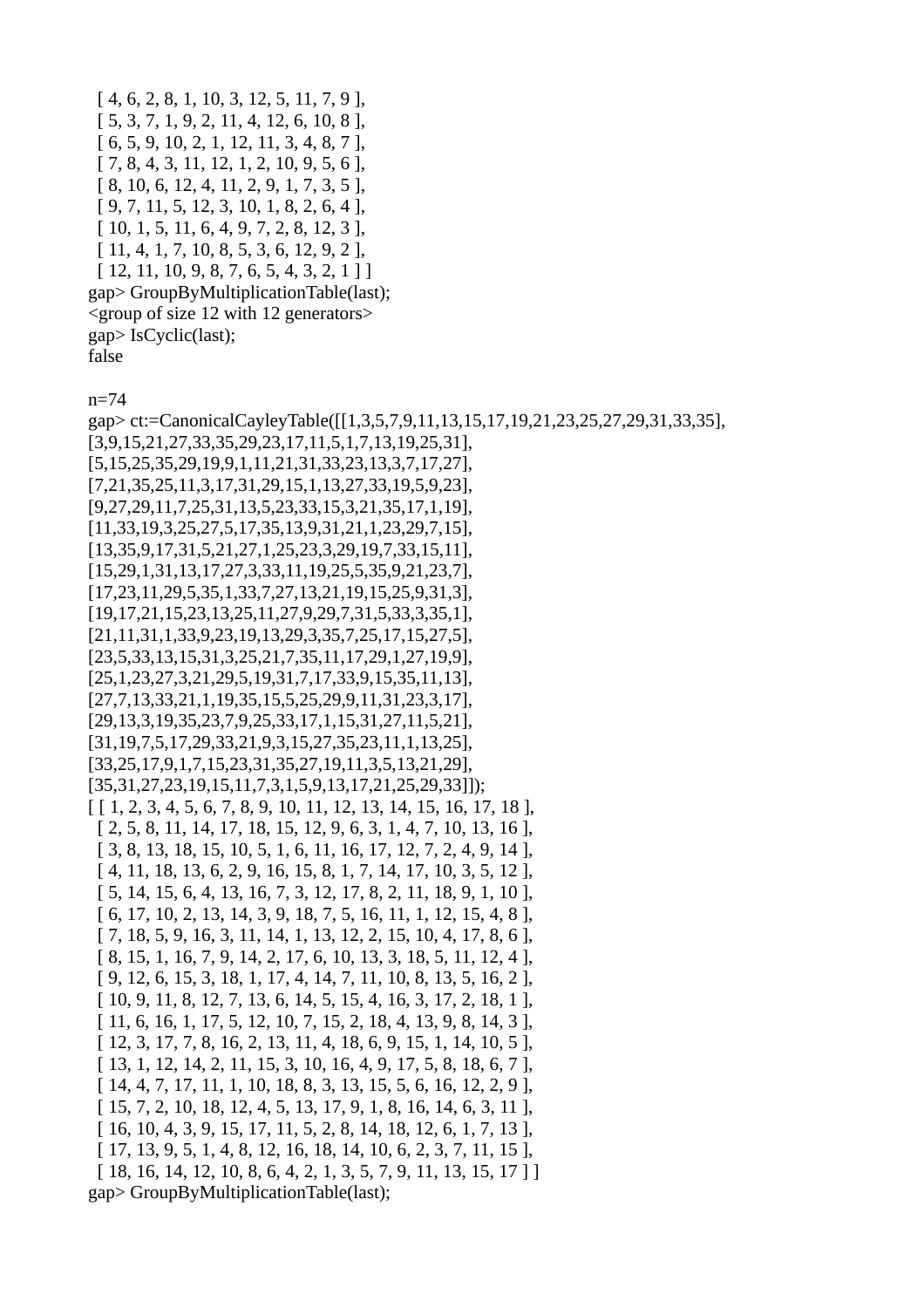```
  [ 4, 6, 2, 8, 1, 10, 3, 12, 5, 11, 7, 9 ],
  [ 5, 3, 7, 1, 9, 2, 11, 4, 12, 6, 10, 8 ],
  [ 6, 5, 9, 10, 2, 1, 12, 11, 3, 4, 8, 7 ],
  [ 7, 8, 4, 3, 11, 12, 1, 2, 10, 9, 5, 6 ],
  [ 8, 10, 6, 12, 4, 11, 2, 9, 1, 7, 3, 5 ],
  [ 9, 7, 11, 5, 12, 3, 10, 1, 8, 2, 6, 4 ],
  [ 10, 1, 5, 11, 6, 4, 9, 7, 2, 8, 12, 3 ],
  [ 11, 4, 1, 7, 10, 8, 5, 3, 6, 12, 9, 2 ],
  [ 12, 11, 10, 9, 8, 7, 6, 5, 4, 3, 2, 1 ] ]
gap> GroupByMultiplicationTable(last);
<group of size 12 with 12 generators>
gap> IsCyclic(last);
false
```

n=74

```
gap> ct:=CanonicalCayleyTable([[1,3,5,7,9,11,13,15,17,19,21,23,25,27,29,31,33,35],
[3,9,15,21,27,33,35,29,23,17,11,5,1,7,13,19,25,31],
[5,15,25,35,29,19,9,1,11,21,31,33,23,13,3,7,17,27],
[7,21,35,25,11,3,17,31,29,15,1,13,27,33,19,5,9,23],
[9,27,29,11,7,25,31,13,5,23,33,15,3,21,35,17,1,19],
[11,33,19,3,25,27,5,17,35,13,9,31,21,1,23,29,7,15],
[13,35,9,17,31,5,21,27,1,25,23,3,29,19,7,33,15,11],
[15,29,1,31,13,17,27,3,33,11,19,25,5,35,9,21,23,7],
[17,23,11,29,5,35,1,33,7,27,13,21,19,15,25,9,31,3],
[19,17,21,15,23,13,25,11,27,9,29,7,31,5,33,3,35,1],
[21,11,31,1,33,9,23,19,13,29,3,35,7,25,17,15,27,5],
[23,5,33,13,15,31,3,25,21,7,35,11,17,29,1,27,19,9],
[25,1,23,27,3,21,29,5,19,31,7,17,33,9,15,35,11,13],
[27,7,13,33,21,1,19,35,15,5,25,29,9,11,31,23,3,17],
[29,13,3,19,35,23,7,9,25,33,17,1,15,31,27,11,5,21],
[31,19,7,5,17,29,33,21,9,3,15,27,35,23,11,1,13,25],
[33,25,17,9,1,7,15,23,31,35,27,19,11,3,5,13,21,29],
[35,31,27,23,19,15,11,7,3,1,5,9,13,17,21,25,29,33]]);
[ [ 1, 2, 3, 4, 5, 6, 7, 8, 9, 10, 11, 12, 13, 14, 15, 16, 17, 18 ],
  [ 2, 5, 8, 11, 14, 17, 18, 15, 12, 9, 6, 3, 1, 4, 7, 10, 13, 16 ],
  [ 3, 8, 13, 18, 15, 10, 5, 1, 6, 11, 16, 17, 12, 7, 2, 4, 9, 14 ],
  [ 4, 11, 18, 13, 6, 2, 9, 16, 15, 8, 1, 7, 14, 17, 10, 3, 5, 12 ],
  [ 5, 14, 15, 6, 4, 13, 16, 7, 3, 12, 17, 8, 2, 11, 18, 9, 1, 10 ],
  [ 6, 17, 10, 2, 13, 14, 3, 9, 18, 7, 5, 16, 11, 1, 12, 15, 4, 8 ],
  [ 7, 18, 5, 9, 16, 3, 11, 14, 1, 13, 12, 2, 15, 10, 4, 17, 8, 6 ],
  [ 8, 15, 1, 16, 7, 9, 14, 2, 17, 6, 10, 13, 3, 18, 5, 11, 12, 4 ],
  [ 9, 12, 6, 15, 3, 18, 1, 17, 4, 14, 7, 11, 10, 8, 13, 5, 16, 2 ],
  [ 10, 9, 11, 8, 12, 7, 13, 6, 14, 5, 15, 4, 16, 3, 17, 2, 18, 1 ],
  [ 11, 6, 16, 1, 17, 5, 12, 10, 7, 15, 2, 18, 4, 13, 9, 8, 14, 3 ],
  [ 12, 3, 17, 7, 8, 16, 2, 13, 11, 4, 18, 6, 9, 15, 1, 14, 10, 5 ],
  [ 13, 1, 12, 14, 2, 11, 15, 3, 10, 16, 4, 9, 17, 5, 8, 18, 6, 7 ],
  [ 14, 4, 7, 17, 11, 1, 10, 18, 8, 3, 13, 15, 5, 6, 16, 12, 2, 9 ],
  [ 15, 7, 2, 10, 18, 12, 4, 5, 13, 17, 9, 1, 8, 16, 14, 6, 3, 11 ],
  [ 16, 10, 4, 3, 9, 15, 17, 11, 5, 2, 8, 14, 18, 12, 6, 1, 7, 13 ],
  [ 17, 13, 9, 5, 1, 4, 8, 12, 16, 18, 14, 10, 6, 2, 3, 7, 11, 15 ],
  [ 18, 16, 14, 12, 10, 8, 6, 4, 2, 1, 3, 5, 7, 9, 11, 13, 15, 17 ] ]
gap> GroupByMultiplicationTable(last);
```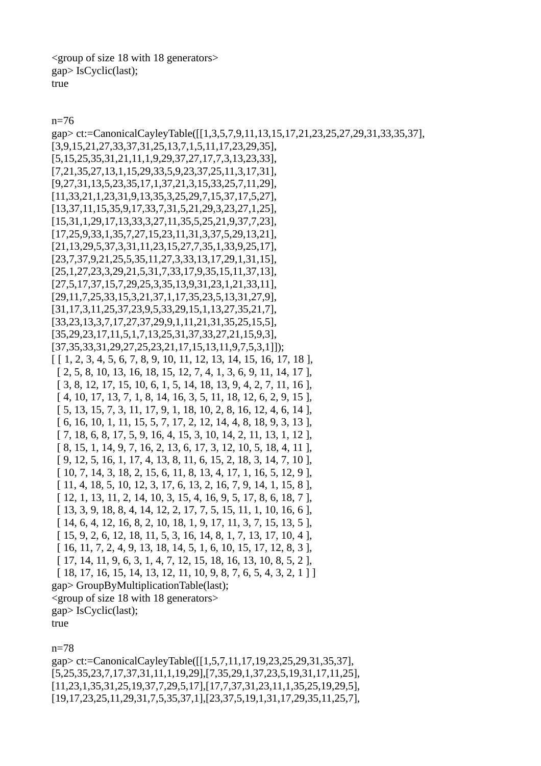```
<group of size 18 with 18 generators>
gap> IsCyclic(last);
true
```

n=76

```
gap> ct:=CanonicalCayleyTable([[1,3,5,7,9,11,13,15,17,21,23,25,27,29,31,33,35,37],
[3,9,15,21,27,33,37,31,25,13,7,1,5,11,17,23,29,35],
[5,15,25,35,31,21,11,1,9,29,37,27,17,7,3,13,23,33],
[7,21,35,27,13,1,15,29,33,5,9,23,37,25,11,3,17,31],
[9,27,31,13,5,23,35,17,1,37,21,3,15,33,25,7,11,29],
[11,33,21,1,23,31,9,13,35,3,25,29,7,15,37,17,5,27],
[13,37,11,15,35,9,17,33,7,31,5,21,29,3,23,27,1,25],
[15,31,1,29,17,13,33,3,27,11,35,5,25,21,9,37,7,23],
[17,25,9,33,1,35,7,27,15,23,11,31,3,37,5,29,13,21],
[21,13,29,5,37,3,31,11,23,15,27,7,35,1,33,9,25,17],
[23,7,37,9,21,25,5,35,11,27,3,33,13,17,29,1,31,15],
[25,1,27,23,3,29,21,5,31,7,33,17,9,35,15,11,37,13],
[27,5,17,37,15,7,29,25,3,35,13,9,31,23,1,21,33,11],
[29,11,7,25,33,15,3,21,37,1,17,35,23,5,13,31,27,9],
[31,17,3,11,25,37,23,9,5,33,29,15,1,13,27,35,21,7],
[33,23,13,3,7,17,27,37,29,9,1,11,21,31,35,25,15,5],
[35,29,23,17,11,5,1,7,13,25,31,37,33,27,21,15,9,3],
[37,35,33,31,29,27,25,23,21,17,15,13,11,9,7,5,3,1]]);
[ [ 1, 2, 3, 4, 5, 6, 7, 8, 9, 10, 11, 12, 13, 14, 15, 16, 17, 18 ],
  [ 2, 5, 8, 10, 13, 16, 18, 15, 12, 7, 4, 1, 3, 6, 9, 11, 14, 17 ],
  [ 3, 8, 12, 17, 15, 10, 6, 1, 5, 14, 18, 13, 9, 4, 2, 7, 11, 16 ],
  [ 4, 10, 17, 13, 7, 1, 8, 14, 16, 3, 5, 11, 18, 12, 6, 2, 9, 15 ],
  [ 5, 13, 15, 7, 3, 11, 17, 9, 1, 18, 10, 2, 8, 16, 12, 4, 6, 14 ],
  [ 6, 16, 10, 1, 11, 15, 5, 7, 17, 2, 12, 14, 4, 8, 18, 9, 3, 13 ],
  [ 7, 18, 6, 8, 17, 5, 9, 16, 4, 15, 3, 10, 14, 2, 11, 13, 1, 12 ],
  [ 8, 15, 1, 14, 9, 7, 16, 2, 13, 6, 17, 3, 12, 10, 5, 18, 4, 11 ],
  [ 9, 12, 5, 16, 1, 17, 4, 13, 8, 11, 6, 15, 2, 18, 3, 14, 7, 10 ],
  [ 10, 7, 14, 3, 18, 2, 15, 6, 11, 8, 13, 4, 17, 1, 16, 5, 12, 9 ],
  [ 11, 4, 18, 5, 10, 12, 3, 17, 6, 13, 2, 16, 7, 9, 14, 1, 15, 8 ],
  [ 12, 1, 13, 11, 2, 14, 10, 3, 15, 4, 16, 9, 5, 17, 8, 6, 18, 7 ],
  [ 13, 3, 9, 18, 8, 4, 14, 12, 2, 17, 7, 5, 15, 11, 1, 10, 16, 6 ],
  [ 14, 6, 4, 12, 16, 8, 2, 10, 18, 1, 9, 17, 11, 3, 7, 15, 13, 5 ],
  [ 15, 9, 2, 6, 12, 18, 11, 5, 3, 16, 14, 8, 1, 7, 13, 17, 10, 4 ],
  [ 16, 11, 7, 2, 4, 9, 13, 18, 14, 5, 1, 6, 10, 15, 17, 12, 8, 3 ],
  [ 17, 14, 11, 9, 6, 3, 1, 4, 7, 12, 15, 18, 16, 13, 10, 8, 5, 2 ],
  [ 18, 17, 16, 15, 14, 13, 12, 11, 10, 9, 8, 7, 6, 5, 4, 3, 2, 1 ] ]
gap> GroupByMultiplicationTable(last);
<group of size 18 with 18 generators>
gap> IsCyclic(last);
true
```

n=78

```
gap> ct:=CanonicalCayleyTable([[1,5,7,11,17,19,23,25,29,31,35,37],
[5,25,35,23,7,17,37,31,11,1,19,29],[7,35,29,1,37,23,5,19,31,17,11,25],
[11,23,1,35,31,25,19,37,7,29,5,17],[17,7,37,31,23,11,1,35,25,19,29,5],
[19,17,23,25,11,29,31,7,5,35,37,1],[23,37,5,19,1,31,17,29,35,11,25,7],
```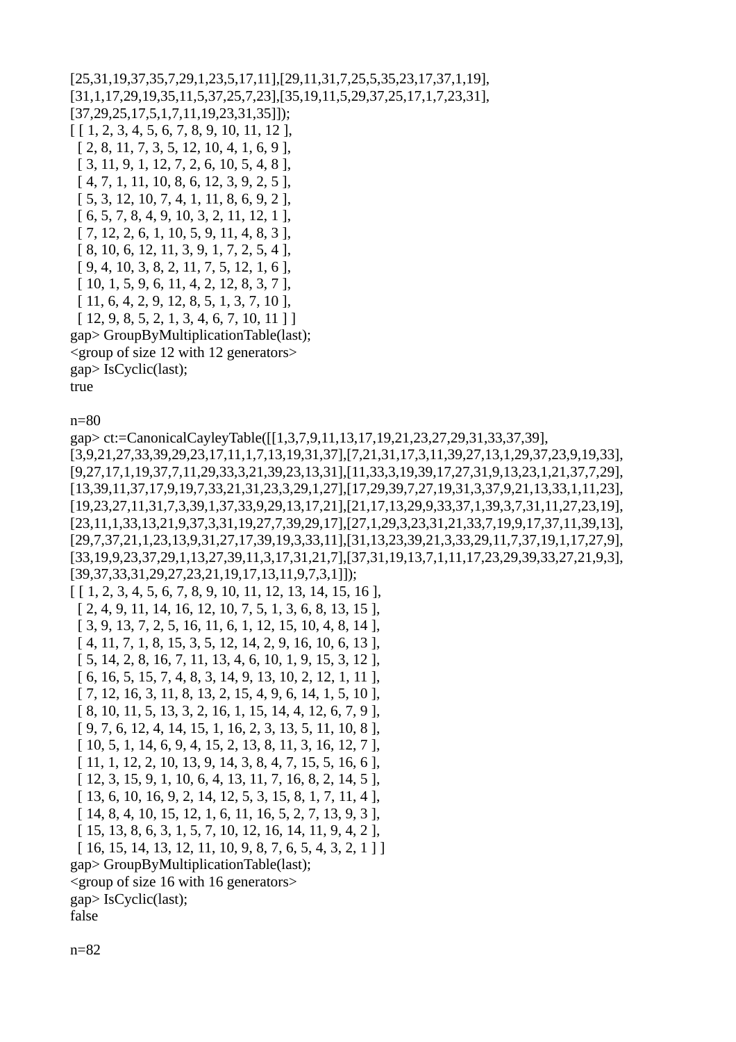```
[25,31,19,37,35,7,29,1,23,5,17,11],[29,11,31,7,25,5,35,23,17,37,1,19],
[31,1,17,29,19,35,11,5,37,25,7,23],[35,19,11,5,29,37,25,17,1,7,23,31],
[37,29,25,17,5,1,7,11,19,23,31,35]]);
[ [ 1, 2, 3, 4, 5, 6, 7, 8, 9, 10, 11, 12 ],
  [ 2, 8, 11, 7, 3, 5, 12, 10, 4, 1, 6, 9 ],
  [ 3, 11, 9, 1, 12, 7, 2, 6, 10, 5, 4, 8 ],
  [ 4, 7, 1, 11, 10, 8, 6, 12, 3, 9, 2, 5 ],
  [ 5, 3, 12, 10, 7, 4, 1, 11, 8, 6, 9, 2 ],
  [ 6, 5, 7, 8, 4, 9, 10, 3, 2, 11, 12, 1 ],
  [ 7, 12, 2, 6, 1, 10, 5, 9, 11, 4, 8, 3 ],
  [ 8, 10, 6, 12, 11, 3, 9, 1, 7, 2, 5, 4 ],
  [ 9, 4, 10, 3, 8, 2, 11, 7, 5, 12, 1, 6 ],
  [ 10, 1, 5, 9, 6, 11, 4, 2, 12, 8, 3, 7 ],
  [ 11, 6, 4, 2, 9, 12, 8, 5, 1, 3, 7, 10 ],
  [ 12, 9, 8, 5, 2, 1, 3, 4, 6, 7, 10, 11 ] ]
gap> GroupByMultiplicationTable(last);
<group of size 12 with 12 generators>
gap> IsCyclic(last);
true
```

n=80

```
gap> ct:=CanonicalCayleyTable([[1,3,7,9,11,13,17,19,21,23,27,29,31,33,37,39],
[3,9,21,27,33,39,29,23,17,11,1,7,13,19,31,37],[7,21,31,17,3,11,39,27,13,1,29,37,23,9,19,33],
[9,27,17,1,19,37,7,11,29,33,3,21,39,23,13,31],[11,33,3,19,39,17,27,31,9,13,23,1,21,37,7,29],
[13,39,11,37,17,9,19,7,33,21,31,23,3,29,1,27],[17,29,39,7,27,19,31,3,37,9,21,13,33,1,11,23],
[19,23,27,11,31,7,3,39,1,37,33,9,29,13,17,21],[21,17,13,29,9,33,37,1,39,3,7,31,11,27,23,19],
[23,11,1,33,13,21,9,37,3,31,19,27,7,39,29,17],[27,1,29,3,23,31,21,33,7,19,9,17,37,11,39,13],
[29,7,37,21,1,23,13,9,31,27,17,39,19,3,33,11],[31,13,23,39,21,3,33,29,11,7,37,19,1,17,27,9],
[33,19,9,23,37,29,1,13,27,39,11,3,17,31,21,7],[37,31,19,13,7,1,11,17,23,29,39,33,27,21,9,3],
[39,37,33,31,29,27,23,21,19,17,13,11,9,7,3,1]]);
[ [ 1, 2, 3, 4, 5, 6, 7, 8, 9, 10, 11, 12, 13, 14, 15, 16 ],
  [ 2, 4, 9, 11, 14, 16, 12, 10, 7, 5, 1, 3, 6, 8, 13, 15 ],
  [ 3, 9, 13, 7, 2, 5, 16, 11, 6, 1, 12, 15, 10, 4, 8, 14 ],
  [ 4, 11, 7, 1, 8, 15, 3, 5, 12, 14, 2, 9, 16, 10, 6, 13 ],
  [ 5, 14, 2, 8, 16, 7, 11, 13, 4, 6, 10, 1, 9, 15, 3, 12 ],
  [ 6, 16, 5, 15, 7, 4, 8, 3, 14, 9, 13, 10, 2, 12, 1, 11 ],
  [ 7, 12, 16, 3, 11, 8, 13, 2, 15, 4, 9, 6, 14, 1, 5, 10 ],
  [ 8, 10, 11, 5, 13, 3, 2, 16, 1, 15, 14, 4, 12, 6, 7, 9 ],
  [ 9, 7, 6, 12, 4, 14, 15, 1, 16, 2, 3, 13, 5, 11, 10, 8 ],
  [ 10, 5, 1, 14, 6, 9, 4, 15, 2, 13, 8, 11, 3, 16, 12, 7 ],
  [ 11, 1, 12, 2, 10, 13, 9, 14, 3, 8, 4, 7, 15, 5, 16, 6 ],
  [ 12, 3, 15, 9, 1, 10, 6, 4, 13, 11, 7, 16, 8, 2, 14, 5 ],
  [ 13, 6, 10, 16, 9, 2, 14, 12, 5, 3, 15, 8, 1, 7, 11, 4 ],
  [ 14, 8, 4, 10, 15, 12, 1, 6, 11, 16, 5, 2, 7, 13, 9, 3 ],
  [ 15, 13, 8, 6, 3, 1, 5, 7, 10, 12, 16, 14, 11, 9, 4, 2 ],
  [ 16, 15, 14, 13, 12, 11, 10, 9, 8, 7, 6, 5, 4, 3, 2, 1 ] ]
gap> GroupByMultiplicationTable(last);
<group of size 16 with 16 generators>
gap> IsCyclic(last);
false
```

n=82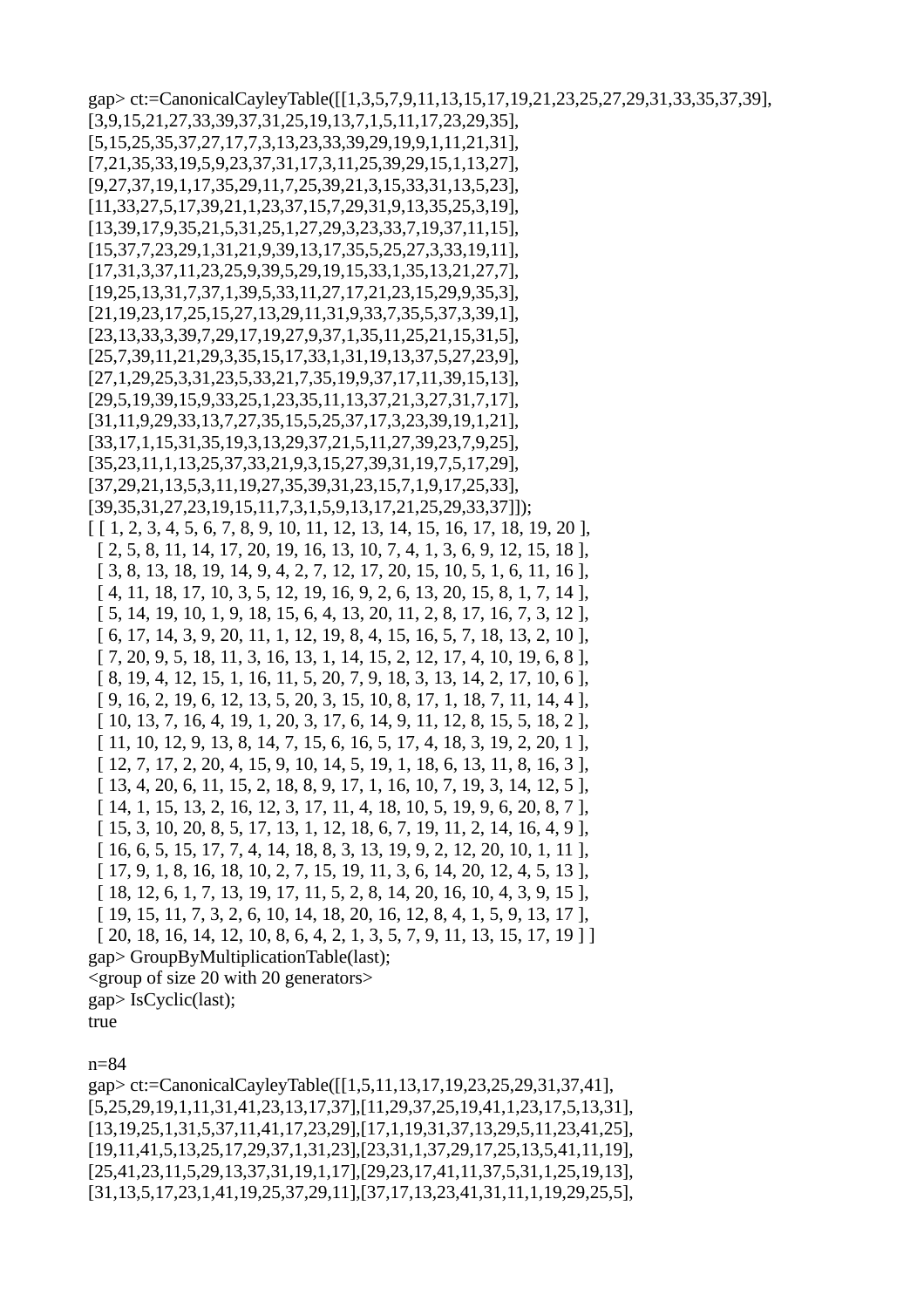```
gap> ct:=CanonicalCayleyTable([[1,3,5,7,9,11,13,15,17,19,21,23,25,27,29,31,33,35,37,39],
[3,9,15,21,27,33,39,37,31,25,19,13,7,1,5,11,17,23,29,35],
[5,15,25,35,37,27,17,7,3,13,23,33,39,29,19,9,1,11,21,31],
[7,21,35,33,19,5,9,23,37,31,17,3,11,25,39,29,15,1,13,27],
[9,27,37,19,1,17,35,29,11,7,25,39,21,3,15,33,31,13,5,23],
[11,33,27,5,17,39,21,1,23,37,15,7,29,31,9,13,35,25,3,19],
[13,39,17,9,35,21,5,31,25,1,27,29,3,23,33,7,19,37,11,15],
[15,37,7,23,29,1,31,21,9,39,13,17,35,5,25,27,3,33,19,11],
[17,31,3,37,11,23,25,9,39,5,29,19,15,33,1,35,13,21,27,7],
[19,25,13,31,7,37,1,39,5,33,11,27,17,21,23,15,29,9,35,3],
[21,19,23,17,25,15,27,13,29,11,31,9,33,7,35,5,37,3,39,1],
[23,13,33,3,39,7,29,17,19,27,9,37,1,35,11,25,21,15,31,5],
[25,7,39,11,21,29,3,35,15,17,33,1,31,19,13,37,5,27,23,9],
[27,1,29,25,3,31,23,5,33,21,7,35,19,9,37,17,11,39,15,13],
[29,5,19,39,15,9,33,25,1,23,35,11,13,37,21,3,27,31,7,17],
[31,11,9,29,33,13,7,27,35,15,5,25,37,17,3,23,39,19,1,21],
[33,17,1,15,31,35,19,3,13,29,37,21,5,11,27,39,23,7,9,25],
[35,23,11,1,13,25,37,33,21,9,3,15,27,39,31,19,7,5,17,29],
[37,29,21,13,5,3,11,19,27,35,39,31,23,15,7,1,9,17,25,33],
[39,35,31,27,23,19,15,11,7,3,1,5,9,13,17,21,25,29,33,37]]);
[ [ 1, 2, 3, 4, 5, 6, 7, 8, 9, 10, 11, 12, 13, 14, 15, 16, 17, 18, 19, 20 ],
  [ 2, 5, 8, 11, 14, 17, 20, 19, 16, 13, 10, 7, 4, 1, 3, 6, 9, 12, 15, 18 ],
  [ 3, 8, 13, 18, 19, 14, 9, 4, 2, 7, 12, 17, 20, 15, 10, 5, 1, 6, 11, 16 ],
  [ 4, 11, 18, 17, 10, 3, 5, 12, 19, 16, 9, 2, 6, 13, 20, 15, 8, 1, 7, 14 ],
  [ 5, 14, 19, 10, 1, 9, 18, 15, 6, 4, 13, 20, 11, 2, 8, 17, 16, 7, 3, 12 ],
  [ 6, 17, 14, 3, 9, 20, 11, 1, 12, 19, 8, 4, 15, 16, 5, 7, 18, 13, 2, 10 ],
  [ 7, 20, 9, 5, 18, 11, 3, 16, 13, 1, 14, 15, 2, 12, 17, 4, 10, 19, 6, 8 ],
  [ 8, 19, 4, 12, 15, 1, 16, 11, 5, 20, 7, 9, 18, 3, 13, 14, 2, 17, 10, 6 ],
  [ 9, 16, 2, 19, 6, 12, 13, 5, 20, 3, 15, 10, 8, 17, 1, 18, 7, 11, 14, 4 ],
  [ 10, 13, 7, 16, 4, 19, 1, 20, 3, 17, 6, 14, 9, 11, 12, 8, 15, 5, 18, 2 ],
  [ 11, 10, 12, 9, 13, 8, 14, 7, 15, 6, 16, 5, 17, 4, 18, 3, 19, 2, 20, 1 ],
  [ 12, 7, 17, 2, 20, 4, 15, 9, 10, 14, 5, 19, 1, 18, 6, 13, 11, 8, 16, 3 ],
  [ 13, 4, 20, 6, 11, 15, 2, 18, 8, 9, 17, 1, 16, 10, 7, 19, 3, 14, 12, 5 ],
  [ 14, 1, 15, 13, 2, 16, 12, 3, 17, 11, 4, 18, 10, 5, 19, 9, 6, 20, 8, 7 ],
  [ 15, 3, 10, 20, 8, 5, 17, 13, 1, 12, 18, 6, 7, 19, 11, 2, 14, 16, 4, 9 ],
  [ 16, 6, 5, 15, 17, 7, 4, 14, 18, 8, 3, 13, 19, 9, 2, 12, 20, 10, 1, 11 ],
  [ 17, 9, 1, 8, 16, 18, 10, 2, 7, 15, 19, 11, 3, 6, 14, 20, 12, 4, 5, 13 ],
  [ 18, 12, 6, 1, 7, 13, 19, 17, 11, 5, 2, 8, 14, 20, 16, 10, 4, 3, 9, 15 ],
  [ 19, 15, 11, 7, 3, 2, 6, 10, 14, 18, 20, 16, 12, 8, 4, 1, 5, 9, 13, 17 ],
  [ 20, 18, 16, 14, 12, 10, 8, 6, 4, 2, 1, 3, 5, 7, 9, 11, 13, 15, 17, 19 ] ]
gap> GroupByMultiplicationTable(last);
<group of size 20 with 20 generators>
gap> IsCyclic(last);
true
```

n=84

```
gap> ct:=CanonicalCayleyTable([[1,5,11,13,17,19,23,25,29,31,37,41],
[5,25,29,19,1,11,31,41,23,13,17,37],[11,29,37,25,19,41,1,23,17,5,13,31],
[13,19,25,1,31,5,37,11,41,17,23,29],[17,1,19,31,37,13,29,5,11,23,41,25],
[19,11,41,5,13,25,17,29,37,1,31,23],[23,31,1,37,29,17,25,13,5,41,11,19],
[25,41,23,11,5,29,13,37,31,19,1,17],[29,23,17,41,11,37,5,31,1,25,19,13],
[31,13,5,17,23,1,41,19,25,37,29,11],[37,17,13,23,41,31,11,1,19,29,25,5],
```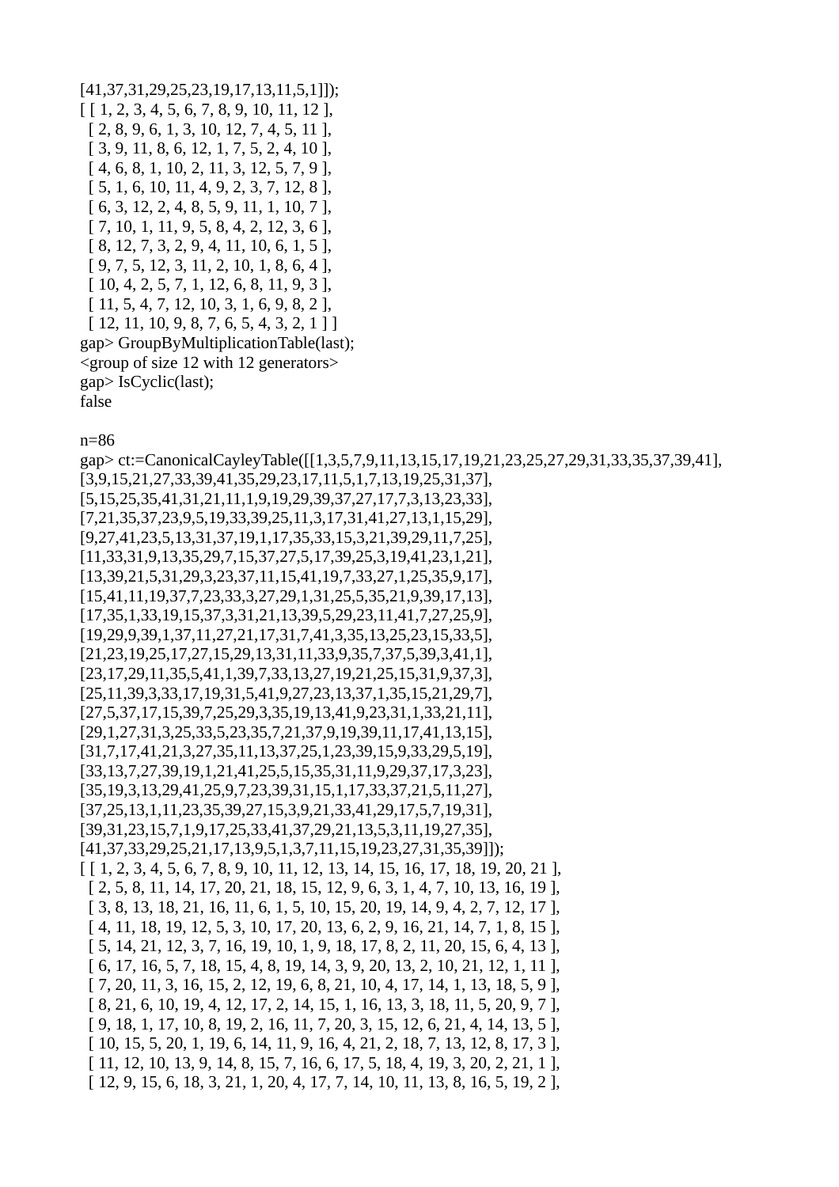```
[41,37,31,29,25,23,19,17,13,11,5,1]]);
[ [ 1, 2, 3, 4, 5, 6, 7, 8, 9, 10, 11, 12 ],
  [ 2, 8, 9, 6, 1, 3, 10, 12, 7, 4, 5, 11 ],
  [ 3, 9, 11, 8, 6, 12, 1, 7, 5, 2, 4, 10 ],
  [ 4, 6, 8, 1, 10, 2, 11, 3, 12, 5, 7, 9 ],
  [ 5, 1, 6, 10, 11, 4, 9, 2, 3, 7, 12, 8 ],
  [ 6, 3, 12, 2, 4, 8, 5, 9, 11, 1, 10, 7 ],
  [ 7, 10, 1, 11, 9, 5, 8, 4, 2, 12, 3, 6 ],
  [ 8, 12, 7, 3, 2, 9, 4, 11, 10, 6, 1, 5 ],
  [ 9, 7, 5, 12, 3, 11, 2, 10, 1, 8, 6, 4 ],
  [ 10, 4, 2, 5, 7, 1, 12, 6, 8, 11, 9, 3 ],
  [ 11, 5, 4, 7, 12, 10, 3, 1, 6, 9, 8, 2 ],
  [ 12, 11, 10, 9, 8, 7, 6, 5, 4, 3, 2, 1 ] ]
gap> GroupByMultiplicationTable(last);
<group of size 12 with 12 generators>
gap> IsCyclic(last);
false
```

n=86

```
gap> ct:=CanonicalCayleyTable([[1,3,5,7,9,11,13,15,17,19,21,23,25,27,29,31,33,35,37,39,41],
[3,9,15,21,27,33,39,41,35,29,23,17,11,5,1,7,13,19,25,31,37],
[5,15,25,35,41,31,21,11,1,9,19,29,39,37,27,17,7,3,13,23,33],
[7,21,35,37,23,9,5,19,33,39,25,11,3,17,31,41,27,13,1,15,29],
[9,27,41,23,5,13,31,37,19,1,17,35,33,15,3,21,39,29,11,7,25],
[11,33,31,9,13,35,29,7,15,37,27,5,17,39,25,3,19,41,23,1,21],
[13,39,21,5,31,29,3,23,37,11,15,41,19,7,33,27,1,25,35,9,17],
[15,41,11,19,37,7,23,33,3,27,29,1,31,25,5,35,21,9,39,17,13],
[17,35,1,33,19,15,37,3,31,21,13,39,5,29,23,11,41,7,27,25,9],
[19,29,9,39,1,37,11,27,21,17,31,7,41,3,35,13,25,23,15,33,5],
[21,23,19,25,17,27,15,29,13,31,11,33,9,35,7,37,5,39,3,41,1],
[23,17,29,11,35,5,41,1,39,7,33,13,27,19,21,25,15,31,9,37,3],
[25,11,39,3,33,17,19,31,5,41,9,27,23,13,37,1,35,15,21,29,7],
[27,5,37,17,15,39,7,25,29,3,35,19,13,41,9,23,31,1,33,21,11],
[29,1,27,31,3,25,33,5,23,35,7,21,37,9,19,39,11,17,41,13,15],
[31,7,17,41,21,3,27,35,11,13,37,25,1,23,39,15,9,33,29,5,19],
[33,13,7,27,39,19,1,21,41,25,5,15,35,31,11,9,29,37,17,3,23],
[35,19,3,13,29,41,25,9,7,23,39,31,15,1,17,33,37,21,5,11,27],
[37,25,13,1,11,23,35,39,27,15,3,9,21,33,41,29,17,5,7,19,31],
[39,31,23,15,7,1,9,17,25,33,41,37,29,21,13,5,3,11,19,27,35],
[41,37,33,29,25,21,17,13,9,5,1,3,7,11,15,19,23,27,31,35,39]]);
[ [ 1, 2, 3, 4, 5, 6, 7, 8, 9, 10, 11, 12, 13, 14, 15, 16, 17, 18, 19, 20, 21 ],
  [ 2, 5, 8, 11, 14, 17, 20, 21, 18, 15, 12, 9, 6, 3, 1, 4, 7, 10, 13, 16, 19 ],
  [ 3, 8, 13, 18, 21, 16, 11, 6, 1, 5, 10, 15, 20, 19, 14, 9, 4, 2, 7, 12, 17 ],
  [ 4, 11, 18, 19, 12, 5, 3, 10, 17, 20, 13, 6, 2, 9, 16, 21, 14, 7, 1, 8, 15 ],
  [ 5, 14, 21, 12, 3, 7, 16, 19, 10, 1, 9, 18, 17, 8, 2, 11, 20, 15, 6, 4, 13 ],
  [ 6, 17, 16, 5, 7, 18, 15, 4, 8, 19, 14, 3, 9, 20, 13, 2, 10, 21, 12, 1, 11 ],
  [ 7, 20, 11, 3, 16, 15, 2, 12, 19, 6, 8, 21, 10, 4, 17, 14, 1, 13, 18, 5, 9 ],
  [ 8, 21, 6, 10, 19, 4, 12, 17, 2, 14, 15, 1, 16, 13, 3, 18, 11, 5, 20, 9, 7 ],
  [ 9, 18, 1, 17, 10, 8, 19, 2, 16, 11, 7, 20, 3, 15, 12, 6, 21, 4, 14, 13, 5 ],
  [ 10, 15, 5, 20, 1, 19, 6, 14, 11, 9, 16, 4, 21, 2, 18, 7, 13, 12, 8, 17, 3 ],
  [ 11, 12, 10, 13, 9, 14, 8, 15, 7, 16, 6, 17, 5, 18, 4, 19, 3, 20, 2, 21, 1 ],
  [ 12, 9, 15, 6, 18, 3, 21, 1, 20, 4, 17, 7, 14, 10, 11, 13, 8, 16, 5, 19, 2 ],
```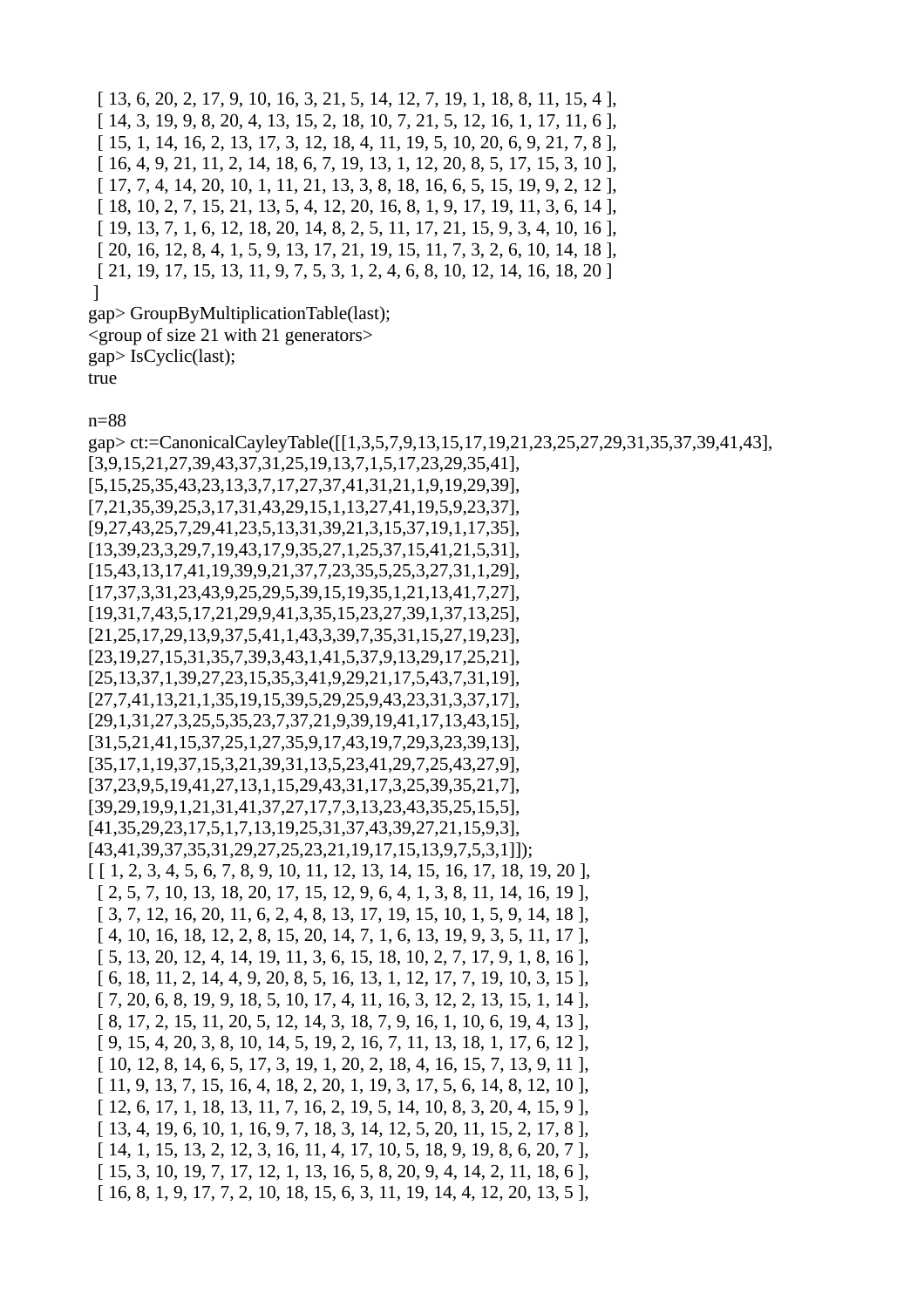```
  [ 13, 6, 20, 2, 17, 9, 10, 16, 3, 21, 5, 14, 12, 7, 19, 1, 18, 8, 11, 15, 4 ],
  [ 14, 3, 19, 9, 8, 20, 4, 13, 15, 2, 18, 10, 7, 21, 5, 12, 16, 1, 17, 11, 6 ],
  [ 15, 1, 14, 16, 2, 13, 17, 3, 12, 18, 4, 11, 19, 5, 10, 20, 6, 9, 21, 7, 8 ],
  [ 16, 4, 9, 21, 11, 2, 14, 18, 6, 7, 19, 13, 1, 12, 20, 8, 5, 17, 15, 3, 10 ],
  [ 17, 7, 4, 14, 20, 10, 1, 11, 21, 13, 3, 8, 18, 16, 6, 5, 15, 19, 9, 2, 12 ],
  [ 18, 10, 2, 7, 15, 21, 13, 5, 4, 12, 20, 16, 8, 1, 9, 17, 19, 11, 3, 6, 14 ],
  [ 19, 13, 7, 1, 6, 12, 18, 20, 14, 8, 2, 5, 11, 17, 21, 15, 9, 3, 4, 10, 16 ],
  [ 20, 16, 12, 8, 4, 1, 5, 9, 13, 17, 21, 19, 15, 11, 7, 3, 2, 6, 10, 14, 18 ],
  [ 21, 19, 17, 15, 13, 11, 9, 7, 5, 3, 1, 2, 4, 6, 8, 10, 12, 14, 16, 18, 20 ]
 ]
gap> GroupByMultiplicationTable(last);
<group of size 21 with 21 generators>
gap> IsCyclic(last);
true
```

n=88

```
gap> ct:=CanonicalCayleyTable([[1,3,5,7,9,13,15,17,19,21,23,25,27,29,31,35,37,39,41,43],
[3,9,15,21,27,39,43,37,31,25,19,13,7,1,5,17,23,29,35,41],
[5,15,25,35,43,23,13,3,7,17,27,37,41,31,21,1,9,19,29,39],
[7,21,35,39,25,3,17,31,43,29,15,1,13,27,41,19,5,9,23,37],
[9,27,43,25,7,29,41,23,5,13,31,39,21,3,15,37,19,1,17,35],
[13,39,23,3,29,7,19,43,17,9,35,27,1,25,37,15,41,21,5,31],
[15,43,13,17,41,19,39,9,21,37,7,23,35,5,25,3,27,31,1,29],
[17,37,3,31,23,43,9,25,29,5,39,15,19,35,1,21,13,41,7,27],
[19,31,7,43,5,17,21,29,9,41,3,35,15,23,27,39,1,37,13,25],
[21,25,17,29,13,9,37,5,41,1,43,3,39,7,35,31,15,27,19,23],
[23,19,27,15,31,35,7,39,3,43,1,41,5,37,9,13,29,17,25,21],
[25,13,37,1,39,27,23,15,35,3,41,9,29,21,17,5,43,7,31,19],
[27,7,41,13,21,1,35,19,15,39,5,29,25,9,43,23,31,3,37,17],
[29,1,31,27,3,25,5,35,23,7,37,21,9,39,19,41,17,13,43,15],
[31,5,21,41,15,37,25,1,27,35,9,17,43,19,7,29,3,23,39,13],
[35,17,1,19,37,15,3,21,39,31,13,5,23,41,29,7,25,43,27,9],
[37,23,9,5,19,41,27,13,1,15,29,43,31,17,3,25,39,35,21,7],
[39,29,19,9,1,21,31,41,37,27,17,7,3,13,23,43,35,25,15,5],
[41,35,29,23,17,5,1,7,13,19,25,31,37,43,39,27,21,15,9,3],
[43,41,39,37,35,31,29,27,25,23,21,19,17,15,13,9,7,5,3,1]]);
[ [ 1, 2, 3, 4, 5, 6, 7, 8, 9, 10, 11, 12, 13, 14, 15, 16, 17, 18, 19, 20 ],
  [ 2, 5, 7, 10, 13, 18, 20, 17, 15, 12, 9, 6, 4, 1, 3, 8, 11, 14, 16, 19 ],
  [ 3, 7, 12, 16, 20, 11, 6, 2, 4, 8, 13, 17, 19, 15, 10, 1, 5, 9, 14, 18 ],
  [ 4, 10, 16, 18, 12, 2, 8, 15, 20, 14, 7, 1, 6, 13, 19, 9, 3, 5, 11, 17 ],
  [ 5, 13, 20, 12, 4, 14, 19, 11, 3, 6, 15, 18, 10, 2, 7, 17, 9, 1, 8, 16 ],
  [ 6, 18, 11, 2, 14, 4, 9, 20, 8, 5, 16, 13, 1, 12, 17, 7, 19, 10, 3, 15 ],
  [ 7, 20, 6, 8, 19, 9, 18, 5, 10, 17, 4, 11, 16, 3, 12, 2, 13, 15, 1, 14 ],
  [ 8, 17, 2, 15, 11, 20, 5, 12, 14, 3, 18, 7, 9, 16, 1, 10, 6, 19, 4, 13 ],
  [ 9, 15, 4, 20, 3, 8, 10, 14, 5, 19, 2, 16, 7, 11, 13, 18, 1, 17, 6, 12 ],
  [ 10, 12, 8, 14, 6, 5, 17, 3, 19, 1, 20, 2, 18, 4, 16, 15, 7, 13, 9, 11 ],
  [ 11, 9, 13, 7, 15, 16, 4, 18, 2, 20, 1, 19, 3, 17, 5, 6, 14, 8, 12, 10 ],
  [ 12, 6, 17, 1, 18, 13, 11, 7, 16, 2, 19, 5, 14, 10, 8, 3, 20, 4, 15, 9 ],
  [ 13, 4, 19, 6, 10, 1, 16, 9, 7, 18, 3, 14, 12, 5, 20, 11, 15, 2, 17, 8 ],
  [ 14, 1, 15, 13, 2, 12, 3, 16, 11, 4, 17, 10, 5, 18, 9, 19, 8, 6, 20, 7 ],
  [ 15, 3, 10, 19, 7, 17, 12, 1, 13, 16, 5, 8, 20, 9, 4, 14, 2, 11, 18, 6 ],
  [ 16, 8, 1, 9, 17, 7, 2, 10, 18, 15, 6, 3, 11, 19, 14, 4, 12, 20, 13, 5 ],
```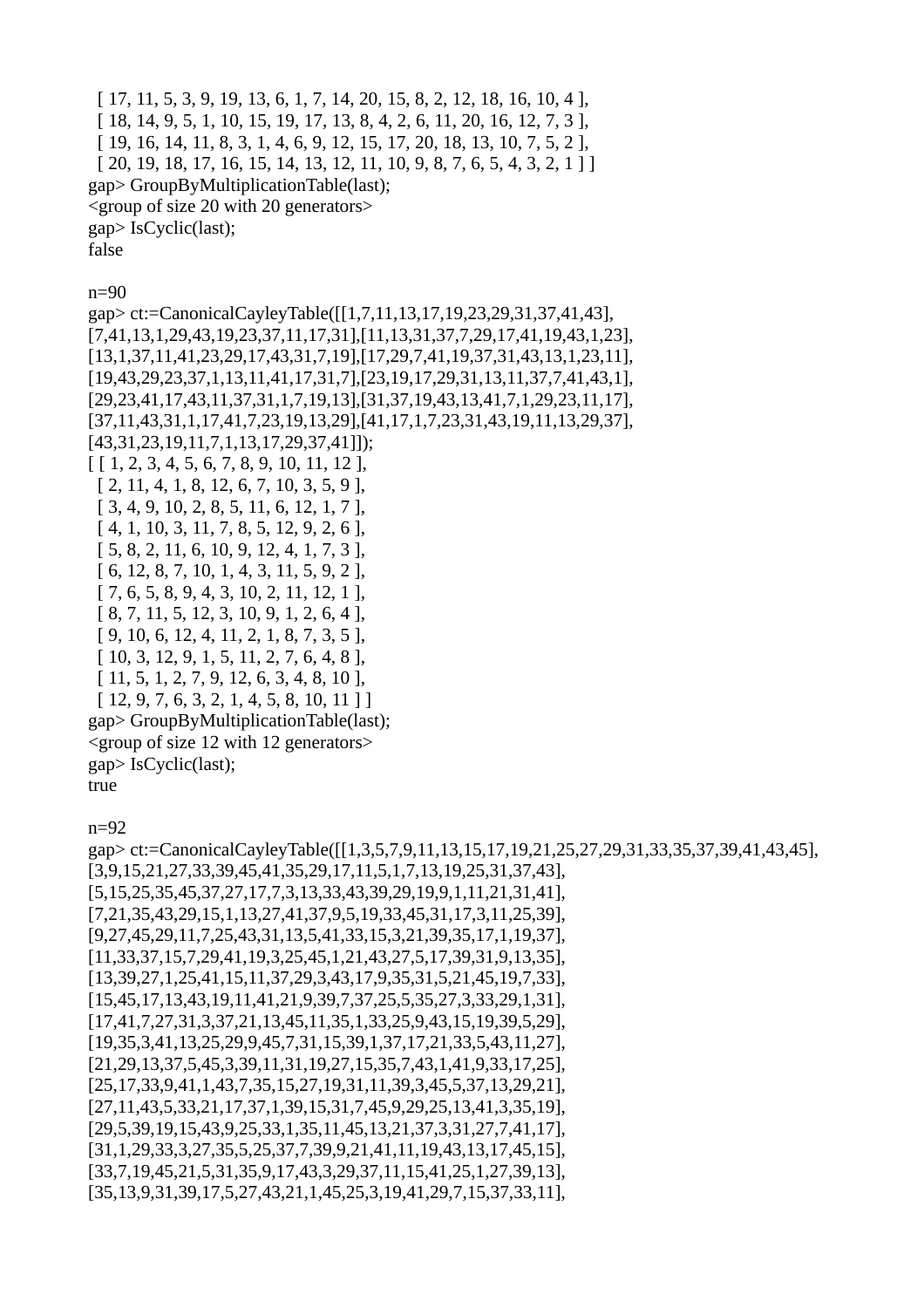```
  [ 17, 11, 5, 3, 9, 19, 13, 6, 1, 7, 14, 20, 15, 8, 2, 12, 18, 16, 10, 4 ],
  [ 18, 14, 9, 5, 1, 10, 15, 19, 17, 13, 8, 4, 2, 6, 11, 20, 16, 12, 7, 3 ],
  [ 19, 16, 14, 11, 8, 3, 1, 4, 6, 9, 12, 15, 17, 20, 18, 13, 10, 7, 5, 2 ],
  [ 20, 19, 18, 17, 16, 15, 14, 13, 12, 11, 10, 9, 8, 7, 6, 5, 4, 3, 2, 1 ] ]
gap> GroupByMultiplicationTable(last);
<group of size 20 with 20 generators>
gap> IsCyclic(last);
false
```

n=90

```
gap> ct:=CanonicalCayleyTable([[1,7,11,13,17,19,23,29,31,37,41,43],
[7,41,13,1,29,43,19,23,37,11,17,31],[11,13,31,37,7,29,17,41,19,43,1,23],
[13,1,37,11,41,23,29,17,43,31,7,19],[17,29,7,41,19,37,31,43,13,1,23,11],
[19,43,29,23,37,1,13,11,41,17,31,7],[23,19,17,29,31,13,11,37,7,41,43,1],
[29,23,41,17,43,11,37,31,1,7,19,13],[31,37,19,43,13,41,7,1,29,23,11,17],
[37,11,43,31,1,17,41,7,23,19,13,29],[41,17,1,7,23,31,43,19,11,13,29,37],
[43,31,23,19,11,7,1,13,17,29,37,41]]);
[ [ 1, 2, 3, 4, 5, 6, 7, 8, 9, 10, 11, 12 ],
  [ 2, 11, 4, 1, 8, 12, 6, 7, 10, 3, 5, 9 ],
  [ 3, 4, 9, 10, 2, 8, 5, 11, 6, 12, 1, 7 ],
  [ 4, 1, 10, 3, 11, 7, 8, 5, 12, 9, 2, 6 ],
  [ 5, 8, 2, 11, 6, 10, 9, 12, 4, 1, 7, 3 ],
  [ 6, 12, 8, 7, 10, 1, 4, 3, 11, 5, 9, 2 ],
  [ 7, 6, 5, 8, 9, 4, 3, 10, 2, 11, 12, 1 ],
  [ 8, 7, 11, 5, 12, 3, 10, 9, 1, 2, 6, 4 ],
  [ 9, 10, 6, 12, 4, 11, 2, 1, 8, 7, 3, 5 ],
  [ 10, 3, 12, 9, 1, 5, 11, 2, 7, 6, 4, 8 ],
  [ 11, 5, 1, 2, 7, 9, 12, 6, 3, 4, 8, 10 ],
  [ 12, 9, 7, 6, 3, 2, 1, 4, 5, 8, 10, 11 ] ]
gap> GroupByMultiplicationTable(last);
<group of size 12 with 12 generators>
gap> IsCyclic(last);
true
```

n=92

```
gap> ct:=CanonicalCayleyTable([[1,3,5,7,9,11,13,15,17,19,21,25,27,29,31,33,35,37,39,41,43,45],
[3,9,15,21,27,33,39,45,41,35,29,17,11,5,1,7,13,19,25,31,37,43],
[5,15,25,35,45,37,27,17,7,3,13,33,43,39,29,19,9,1,11,21,31,41],
[7,21,35,43,29,15,1,13,27,41,37,9,5,19,33,45,31,17,3,11,25,39],
[9,27,45,29,11,7,25,43,31,13,5,41,33,15,3,21,39,35,17,1,19,37],
[11,33,37,15,7,29,41,19,3,25,45,1,21,43,27,5,17,39,31,9,13,35],
[13,39,27,1,25,41,15,11,37,29,3,43,17,9,35,31,5,21,45,19,7,33],
[15,45,17,13,43,19,11,41,21,9,39,7,37,25,5,35,27,3,33,29,1,31],
[17,41,7,27,31,3,37,21,13,45,11,35,1,33,25,9,43,15,19,39,5,29],
[19,35,3,41,13,25,29,9,45,7,31,15,39,1,37,17,21,33,5,43,11,27],
[21,29,13,37,5,45,3,39,11,31,19,27,15,35,7,43,1,41,9,33,17,25],
[25,17,33,9,41,1,43,7,35,15,27,19,31,11,39,3,45,5,37,13,29,21],
[27,11,43,5,33,21,17,37,1,39,15,31,7,45,9,29,25,13,41,3,35,19],
[29,5,39,19,15,43,9,25,33,1,35,11,45,13,21,37,3,31,27,7,41,17],
[31,1,29,33,3,27,35,5,25,37,7,39,9,21,41,11,19,43,13,17,45,15],
[33,7,19,45,21,5,31,35,9,17,43,3,29,37,11,15,41,25,1,27,39,13],
[35,13,9,31,39,17,5,27,43,21,1,45,25,3,19,41,29,7,15,37,33,11],
```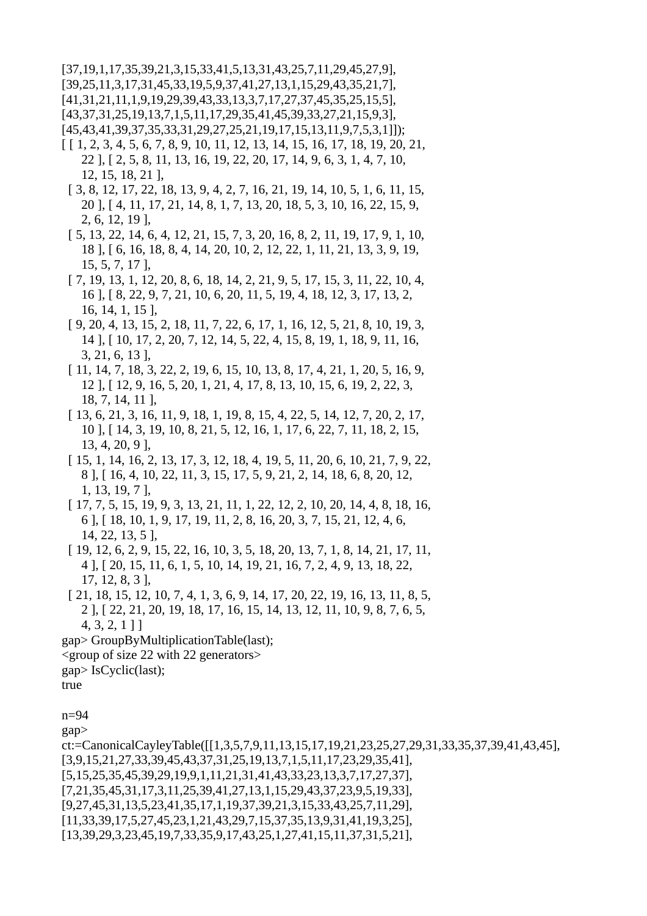```
[37,19,1,17,35,39,21,3,15,33,41,5,13,31,43,25,7,11,29,45,27,9],
[39,25,11,3,17,31,45,33,19,5,9,37,41,27,13,1,15,29,43,35,21,7],
[41,31,21,11,1,9,19,29,39,43,33,13,3,7,17,27,37,45,35,25,15,5],
[43,37,31,25,19,13,7,1,5,11,17,29,35,41,45,39,33,27,21,15,9,3],
[45,43,41,39,37,35,33,31,29,27,25,21,19,17,15,13,11,9,7,5,3,1]]);
[ [ 1, 2, 3, 4, 5, 6, 7, 8, 9, 10, 11, 12, 13, 14, 15, 16, 17, 18, 19, 20, 21,
     22 ], [ 2, 5, 8, 11, 13, 16, 19, 22, 20, 17, 14, 9, 6, 3, 1, 4, 7, 10,
     12, 15, 18, 21 ],
  [ 3, 8, 12, 17, 22, 18, 13, 9, 4, 2, 7, 16, 21, 19, 14, 10, 5, 1, 6, 11, 15,
     20 ], [ 4, 11, 17, 21, 14, 8, 1, 7, 13, 20, 18, 5, 3, 10, 16, 22, 15, 9,
     2, 6, 12, 19 ],
  [ 5, 13, 22, 14, 6, 4, 12, 21, 15, 7, 3, 20, 16, 8, 2, 11, 19, 17, 9, 1, 10,
     18 ], [ 6, 16, 18, 8, 4, 14, 20, 10, 2, 12, 22, 1, 11, 21, 13, 3, 9, 19,
     15, 5, 7, 17 ],
  [ 7, 19, 13, 1, 12, 20, 8, 6, 18, 14, 2, 21, 9, 5, 17, 15, 3, 11, 22, 10, 4,
     16 ], [ 8, 22, 9, 7, 21, 10, 6, 20, 11, 5, 19, 4, 18, 12, 3, 17, 13, 2,
     16, 14, 1, 15 ],
  [ 9, 20, 4, 13, 15, 2, 18, 11, 7, 22, 6, 17, 1, 16, 12, 5, 21, 8, 10, 19, 3,
     14 ], [ 10, 17, 2, 20, 7, 12, 14, 5, 22, 4, 15, 8, 19, 1, 18, 9, 11, 16,
     3, 21, 6, 13 ],
  [ 11, 14, 7, 18, 3, 22, 2, 19, 6, 15, 10, 13, 8, 17, 4, 21, 1, 20, 5, 16, 9,
     12 ], [ 12, 9, 16, 5, 20, 1, 21, 4, 17, 8, 13, 10, 15, 6, 19, 2, 22, 3,
     18, 7, 14, 11 ],
  [ 13, 6, 21, 3, 16, 11, 9, 18, 1, 19, 8, 15, 4, 22, 5, 14, 12, 7, 20, 2, 17,
     10 ], [ 14, 3, 19, 10, 8, 21, 5, 12, 16, 1, 17, 6, 22, 7, 11, 18, 2, 15,
     13, 4, 20, 9 ],
  [ 15, 1, 14, 16, 2, 13, 17, 3, 12, 18, 4, 19, 5, 11, 20, 6, 10, 21, 7, 9, 22,
     8 ], [ 16, 4, 10, 22, 11, 3, 15, 17, 5, 9, 21, 2, 14, 18, 6, 8, 20, 12,
     1, 13, 19, 7 ],
  [ 17, 7, 5, 15, 19, 9, 3, 13, 21, 11, 1, 22, 12, 2, 10, 20, 14, 4, 8, 18, 16,
     6 ], [ 18, 10, 1, 9, 17, 19, 11, 2, 8, 16, 20, 3, 7, 15, 21, 12, 4, 6,
     14, 22, 13, 5 ],
  [ 19, 12, 6, 2, 9, 15, 22, 16, 10, 3, 5, 18, 20, 13, 7, 1, 8, 14, 21, 17, 11,
     4 ], [ 20, 15, 11, 6, 1, 5, 10, 14, 19, 21, 16, 7, 2, 4, 9, 13, 18, 22,
     17, 12, 8, 3 ],
  [ 21, 18, 15, 12, 10, 7, 4, 1, 3, 6, 9, 14, 17, 20, 22, 19, 16, 13, 11, 8, 5,
     2 ], [ 22, 21, 20, 19, 18, 17, 16, 15, 14, 13, 12, 11, 10, 9, 8, 7, 6, 5,
     4, 3, 2, 1 ] ]
gap> GroupByMultiplicationTable(last);
<group of size 22 with 22 generators>
gap> IsCyclic(last);
true
```

n=94

```
gap>
ct:=CanonicalCayleyTable([[1,3,5,7,9,11,13,15,17,19,21,23,25,27,29,31,33,35,37,39,41,43,45],
[3,9,15,21,27,33,39,45,43,37,31,25,19,13,7,1,5,11,17,23,29,35,41],
[5,15,25,35,45,39,29,19,9,1,11,21,31,41,43,33,23,13,3,7,17,27,37],
[7,21,35,45,31,17,3,11,25,39,41,27,13,1,15,29,43,37,23,9,5,19,33],
[9,27,45,31,13,5,23,41,35,17,1,19,37,39,21,3,15,33,43,25,7,11,29],
[11,33,39,17,5,27,45,23,1,21,43,29,7,15,37,35,13,9,31,41,19,3,25],
[13,39,29,3,23,45,19,7,33,35,9,17,43,25,1,27,41,15,11,37,31,5,21],
```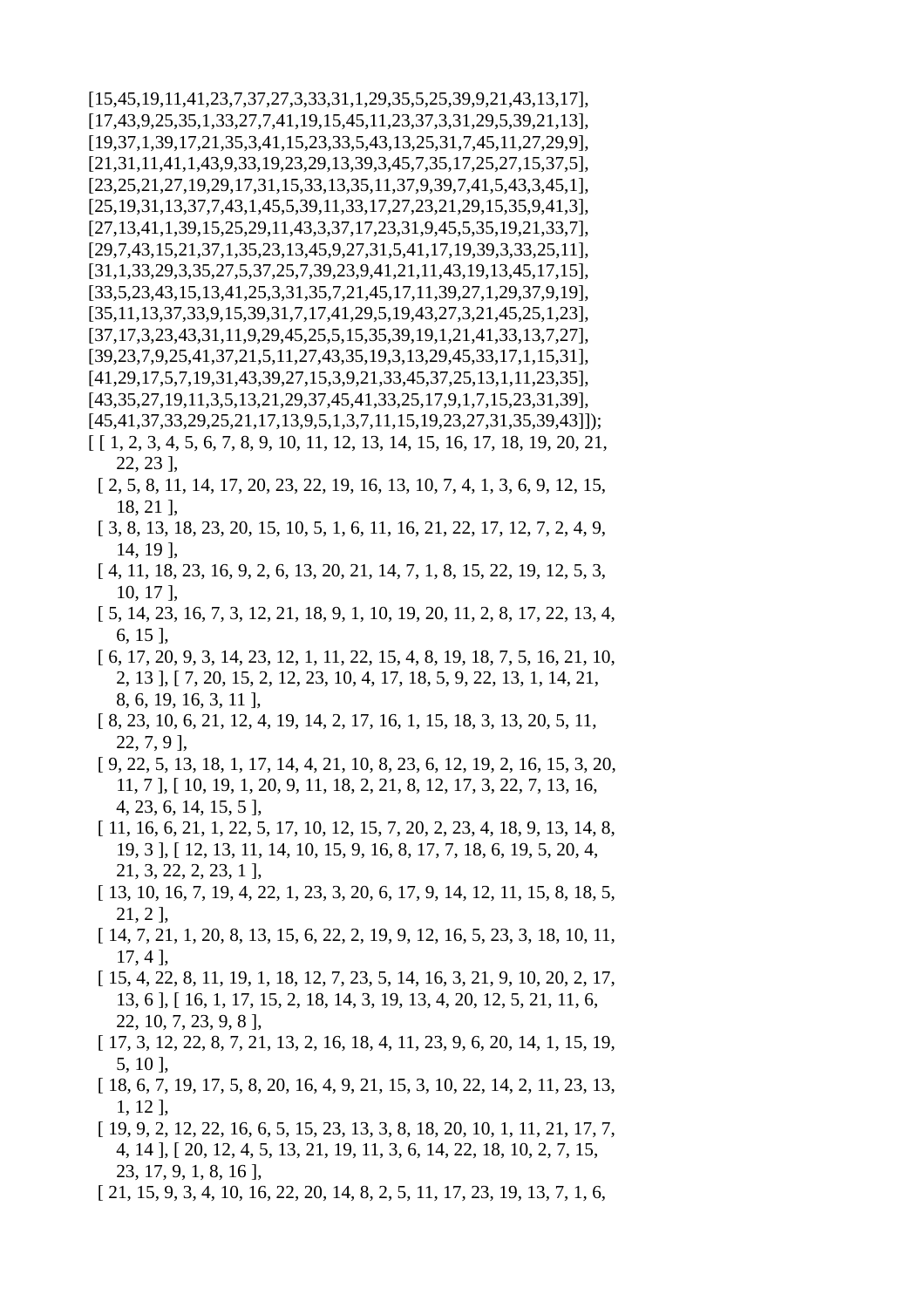```
[15,45,19,11,41,23,7,37,27,3,33,31,1,29,35,5,25,39,9,21,43,13,17],
[17,43,9,25,35,1,33,27,7,41,19,15,45,11,23,37,3,31,29,5,39,21,13],
[19,37,1,39,17,21,35,3,41,15,23,33,5,43,13,25,31,7,45,11,27,29,9],
[21,31,11,41,1,43,9,33,19,23,29,13,39,3,45,7,35,17,25,27,15,37,5],
[23,25,21,27,19,29,17,31,15,33,13,35,11,37,9,39,7,41,5,43,3,45,1],
[25,19,31,13,37,7,43,1,45,5,39,11,33,17,27,23,21,29,15,35,9,41,3],
[27,13,41,1,39,15,25,29,11,43,3,37,17,23,31,9,45,5,35,19,21,33,7],
[29,7,43,15,21,37,1,35,23,13,45,9,27,31,5,41,17,19,39,3,33,25,11],
[31,1,33,29,3,35,27,5,37,25,7,39,23,9,41,21,11,43,19,13,45,17,15],
[33,5,23,43,15,13,41,25,3,31,35,7,21,45,17,11,39,27,1,29,37,9,19],
[35,11,13,37,33,9,15,39,31,7,17,41,29,5,19,43,27,3,21,45,25,1,23],
[37,17,3,23,43,31,11,9,29,45,25,5,15,35,39,19,1,21,41,33,13,7,27],
[39,23,7,9,25,41,37,21,5,11,27,43,35,19,3,13,29,45,33,17,1,15,31],
[41,29,17,5,7,19,31,43,39,27,15,3,9,21,33,45,37,25,13,1,11,23,35],
[43,35,27,19,11,3,5,13,21,29,37,45,41,33,25,17,9,1,7,15,23,31,39],
[45,41,37,33,29,25,21,17,13,9,5,1,3,7,11,15,19,23,27,31,35,39,43]]);
[ [ 1, 2, 3, 4, 5, 6, 7, 8, 9, 10, 11, 12, 13, 14, 15, 16, 17, 18, 19, 20, 21,
      22, 23 ],
  [ 2, 5, 8, 11, 14, 17, 20, 23, 22, 19, 16, 13, 10, 7, 4, 1, 3, 6, 9, 12, 15,
      18, 21 ],
  [ 3, 8, 13, 18, 23, 20, 15, 10, 5, 1, 6, 11, 16, 21, 22, 17, 12, 7, 2, 4, 9,
      14, 19 ],
  [ 4, 11, 18, 23, 16, 9, 2, 6, 13, 20, 21, 14, 7, 1, 8, 15, 22, 19, 12, 5, 3,
      10, 17 ],
  [ 5, 14, 23, 16, 7, 3, 12, 21, 18, 9, 1, 10, 19, 20, 11, 2, 8, 17, 22, 13, 4,
      6, 15 ],
  [ 6, 17, 20, 9, 3, 14, 23, 12, 1, 11, 22, 15, 4, 8, 19, 18, 7, 5, 16, 21, 10,
      2, 13 ], [ 7, 20, 15, 2, 12, 23, 10, 4, 17, 18, 5, 9, 22, 13, 1, 14, 21,
      8, 6, 19, 16, 3, 11 ],
  [ 8, 23, 10, 6, 21, 12, 4, 19, 14, 2, 17, 16, 1, 15, 18, 3, 13, 20, 5, 11,
      22, 7, 9 ],
  [ 9, 22, 5, 13, 18, 1, 17, 14, 4, 21, 10, 8, 23, 6, 12, 19, 2, 16, 15, 3, 20,
      11, 7 ], [ 10, 19, 1, 20, 9, 11, 18, 2, 21, 8, 12, 17, 3, 22, 7, 13, 16,
      4, 23, 6, 14, 15, 5 ],
  [ 11, 16, 6, 21, 1, 22, 5, 17, 10, 12, 15, 7, 20, 2, 23, 4, 18, 9, 13, 14, 8,
      19, 3 ], [ 12, 13, 11, 14, 10, 15, 9, 16, 8, 17, 7, 18, 6, 19, 5, 20, 4,
      21, 3, 22, 2, 23, 1 ],
  [ 13, 10, 16, 7, 19, 4, 22, 1, 23, 3, 20, 6, 17, 9, 14, 12, 11, 15, 8, 18, 5,
      21, 2 ],
  [ 14, 7, 21, 1, 20, 8, 13, 15, 6, 22, 2, 19, 9, 12, 16, 5, 23, 3, 18, 10, 11,
      17, 4 ],
  [ 15, 4, 22, 8, 11, 19, 1, 18, 12, 7, 23, 5, 14, 16, 3, 21, 9, 10, 20, 2, 17,
      13, 6 ], [ 16, 1, 17, 15, 2, 18, 14, 3, 19, 13, 4, 20, 12, 5, 21, 11, 6,
      22, 10, 7, 23, 9, 8 ],
  [ 17, 3, 12, 22, 8, 7, 21, 13, 2, 16, 18, 4, 11, 23, 9, 6, 20, 14, 1, 15, 19,
      5, 10 ],
  [ 18, 6, 7, 19, 17, 5, 8, 20, 16, 4, 9, 21, 15, 3, 10, 22, 14, 2, 11, 23, 13,
      1, 12 ],
  [ 19, 9, 2, 12, 22, 16, 6, 5, 15, 23, 13, 3, 8, 18, 20, 10, 1, 11, 21, 17, 7,
      4, 14 ], [ 20, 12, 4, 5, 13, 21, 19, 11, 3, 6, 14, 22, 18, 10, 2, 7, 15,
      23, 17, 9, 1, 8, 16 ],
  [ 21, 15, 9, 3, 4, 10, 16, 22, 20, 14, 8, 2, 5, 11, 17, 23, 19, 13, 7, 1, 6,
```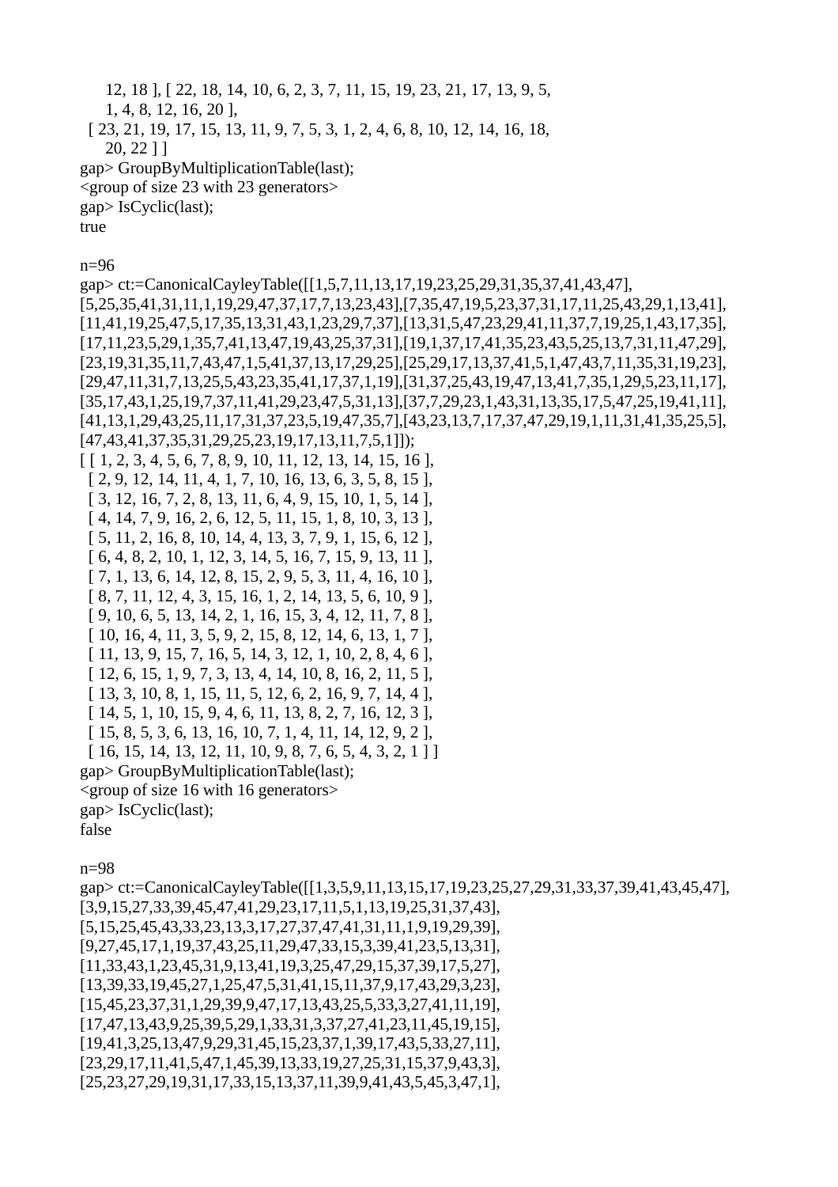```
    12, 18 ], [ 22, 18, 14, 10, 6, 2, 3, 7, 11, 15, 19, 23, 21, 17, 13, 9, 5,
    1, 4, 8, 12, 16, 20 ],
  [ 23, 21, 19, 17, 15, 13, 11, 9, 7, 5, 3, 1, 2, 4, 6, 8, 10, 12, 14, 16, 18,
    20, 22 ] ]
gap> GroupByMultiplicationTable(last);
<group of size 23 with 23 generators>
gap> IsCyclic(last);
true
```

n=96

```
gap> ct:=CanonicalCayleyTable([[1,5,7,11,13,17,19,23,25,29,31,35,37,41,43,47],
[5,25,35,41,31,11,1,19,29,47,37,17,7,13,23,43],[7,35,47,19,5,23,37,31,17,11,25,43,29,1,13,41],
[11,41,19,25,47,5,17,35,13,31,43,1,23,29,7,37],[13,31,5,47,23,29,41,11,37,7,19,25,1,43,17,35],
[17,11,23,5,29,1,35,7,41,13,47,19,43,25,37,31],[19,1,37,17,41,35,23,43,5,25,13,7,31,11,47,29],
[23,19,31,35,11,7,43,47,1,5,41,37,13,17,29,25],[25,29,17,13,37,41,5,1,47,43,7,11,35,31,19,23],
[29,47,11,31,7,13,25,5,43,23,35,41,17,37,1,19],[31,37,25,43,19,47,13,41,7,35,1,29,5,23,11,17],
[35,17,43,1,25,19,7,37,11,41,29,23,47,5,31,13],[37,7,29,23,1,43,31,13,35,17,5,47,25,19,41,11],
[41,13,1,29,43,25,11,17,31,37,23,5,19,47,35,7],[43,23,13,7,17,37,47,29,19,1,11,31,41,35,25,5],
[47,43,41,37,35,31,29,25,23,19,17,13,11,7,5,1]]);
[ [ 1, 2, 3, 4, 5, 6, 7, 8, 9, 10, 11, 12, 13, 14, 15, 16 ],
  [ 2, 9, 12, 14, 11, 4, 1, 7, 10, 16, 13, 6, 3, 5, 8, 15 ],
  [ 3, 12, 16, 7, 2, 8, 13, 11, 6, 4, 9, 15, 10, 1, 5, 14 ],
  [ 4, 14, 7, 9, 16, 2, 6, 12, 5, 11, 15, 1, 8, 10, 3, 13 ],
  [ 5, 11, 2, 16, 8, 10, 14, 4, 13, 3, 7, 9, 1, 15, 6, 12 ],
  [ 6, 4, 8, 2, 10, 1, 12, 3, 14, 5, 16, 7, 15, 9, 13, 11 ],
  [ 7, 1, 13, 6, 14, 12, 8, 15, 2, 9, 5, 3, 11, 4, 16, 10 ],
  [ 8, 7, 11, 12, 4, 3, 15, 16, 1, 2, 14, 13, 5, 6, 10, 9 ],
  [ 9, 10, 6, 5, 13, 14, 2, 1, 16, 15, 3, 4, 12, 11, 7, 8 ],
  [ 10, 16, 4, 11, 3, 5, 9, 2, 15, 8, 12, 14, 6, 13, 1, 7 ],
  [ 11, 13, 9, 15, 7, 16, 5, 14, 3, 12, 1, 10, 2, 8, 4, 6 ],
  [ 12, 6, 15, 1, 9, 7, 3, 13, 4, 14, 10, 8, 16, 2, 11, 5 ],
  [ 13, 3, 10, 8, 1, 15, 11, 5, 12, 6, 2, 16, 9, 7, 14, 4 ],
  [ 14, 5, 1, 10, 15, 9, 4, 6, 11, 13, 8, 2, 7, 16, 12, 3 ],
  [ 15, 8, 5, 3, 6, 13, 16, 10, 7, 1, 4, 11, 14, 12, 9, 2 ],
  [ 16, 15, 14, 13, 12, 11, 10, 9, 8, 7, 6, 5, 4, 3, 2, 1 ] ]
gap> GroupByMultiplicationTable(last);
<group of size 16 with 16 generators>
gap> IsCyclic(last);
false
```

n=98

```
gap> ct:=CanonicalCayleyTable([[1,3,5,9,11,13,15,17,19,23,25,27,29,31,33,37,39,41,43,45,47],
[3,9,15,27,33,39,45,47,41,29,23,17,11,5,1,13,19,25,31,37,43],
[5,15,25,45,43,33,23,13,3,17,27,37,47,41,31,11,1,9,19,29,39],
[9,27,45,17,1,19,37,43,25,11,29,47,33,15,3,39,41,23,5,13,31],
[11,33,43,1,23,45,31,9,13,41,19,3,25,47,29,15,37,39,17,5,27],
[13,39,33,19,45,27,1,25,47,5,31,41,15,11,37,9,17,43,29,3,23],
[15,45,23,37,31,1,29,39,9,47,17,13,43,25,5,33,3,27,41,11,19],
[17,47,13,43,9,25,39,5,29,1,33,31,3,37,27,41,23,11,45,19,15],
[19,41,3,25,13,47,9,29,31,45,15,23,37,1,39,17,43,5,33,27,11],
[23,29,17,11,41,5,47,1,45,39,13,33,19,27,25,31,15,37,9,43,3],
[25,23,27,29,19,31,17,33,15,13,37,11,39,9,41,43,5,45,3,47,1],
```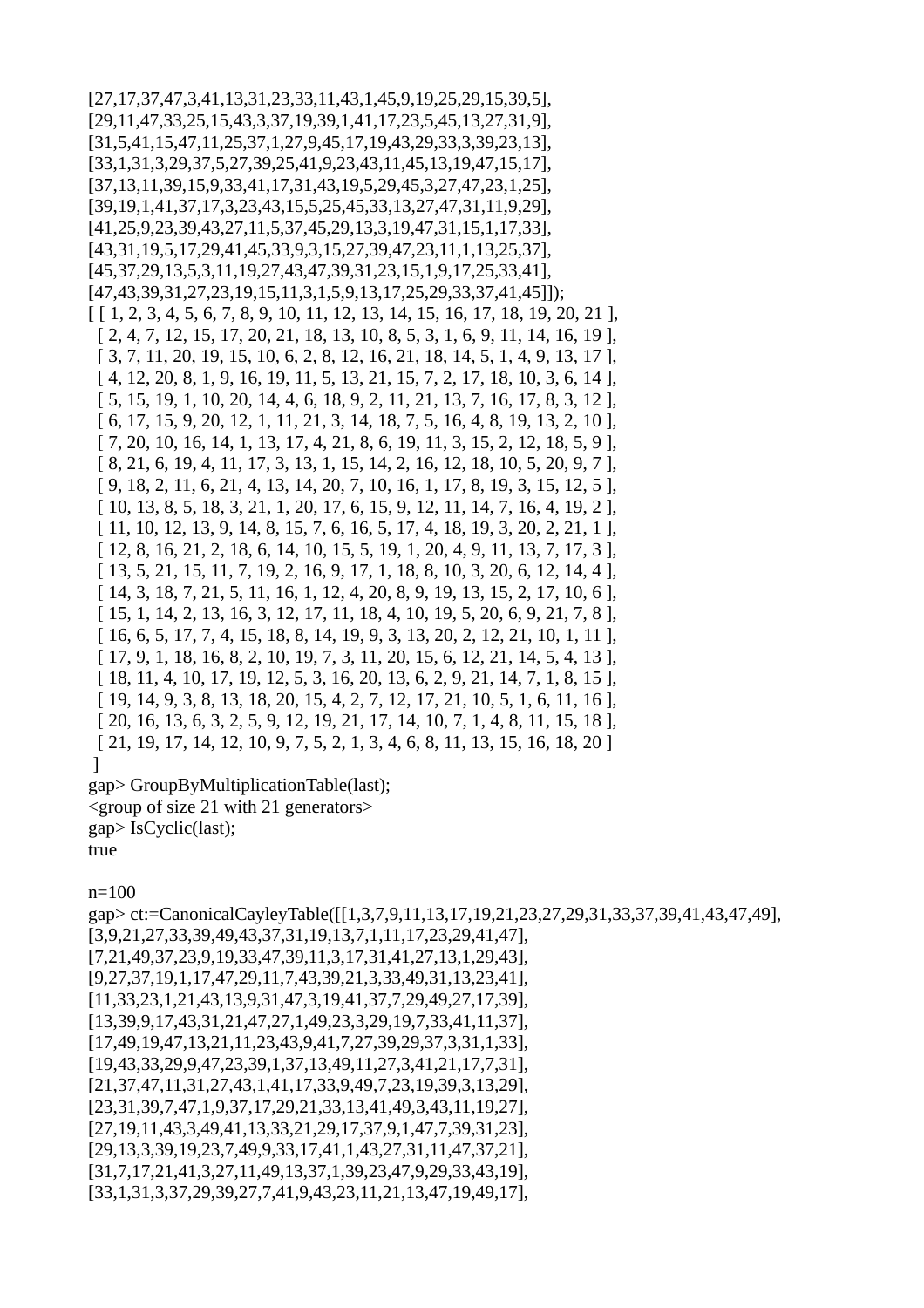```
[27,17,37,47,3,41,13,31,23,33,11,43,1,45,9,19,25,29,15,39,5],
[29,11,47,33,25,15,43,3,37,19,39,1,41,17,23,5,45,13,27,31,9],
[31,5,41,15,47,11,25,37,1,27,9,45,17,19,43,29,33,3,39,23,13],
[33,1,31,3,29,37,5,27,39,25,41,9,23,43,11,45,13,19,47,15,17],
[37,13,11,39,15,9,33,41,17,31,43,19,5,29,45,3,27,47,23,1,25],
[39,19,1,41,37,17,3,23,43,15,5,25,45,33,13,27,47,31,11,9,29],
[41,25,9,23,39,43,27,11,5,37,45,29,13,3,19,47,31,15,1,17,33],
[43,31,19,5,17,29,41,45,33,9,3,15,27,39,47,23,11,1,13,25,37],
[45,37,29,13,5,3,11,19,27,43,47,39,31,23,15,1,9,17,25,33,41],
[47,43,39,31,27,23,19,15,11,3,1,5,9,13,17,25,29,33,37,41,45]]);
[ [ 1, 2, 3, 4, 5, 6, 7, 8, 9, 10, 11, 12, 13, 14, 15, 16, 17, 18, 19, 20, 21 ],
  [ 2, 4, 7, 12, 15, 17, 20, 21, 18, 13, 10, 8, 5, 3, 1, 6, 9, 11, 14, 16, 19 ],
  [ 3, 7, 11, 20, 19, 15, 10, 6, 2, 8, 12, 16, 21, 18, 14, 5, 1, 4, 9, 13, 17 ],
  [ 4, 12, 20, 8, 1, 9, 16, 19, 11, 5, 13, 21, 15, 7, 2, 17, 18, 10, 3, 6, 14 ],
  [ 5, 15, 19, 1, 10, 20, 14, 4, 6, 18, 9, 2, 11, 21, 13, 7, 16, 17, 8, 3, 12 ],
  [ 6, 17, 15, 9, 20, 12, 1, 11, 21, 3, 14, 18, 7, 5, 16, 4, 8, 19, 13, 2, 10 ],
  [ 7, 20, 10, 16, 14, 1, 13, 17, 4, 21, 8, 6, 19, 11, 3, 15, 2, 12, 18, 5, 9 ],
  [ 8, 21, 6, 19, 4, 11, 17, 3, 13, 1, 15, 14, 2, 16, 12, 18, 10, 5, 20, 9, 7 ],
  [ 9, 18, 2, 11, 6, 21, 4, 13, 14, 20, 7, 10, 16, 1, 17, 8, 19, 3, 15, 12, 5 ],
  [ 10, 13, 8, 5, 18, 3, 21, 1, 20, 17, 6, 15, 9, 12, 11, 14, 7, 16, 4, 19, 2 ],
  [ 11, 10, 12, 13, 9, 14, 8, 15, 7, 6, 16, 5, 17, 4, 18, 19, 3, 20, 2, 21, 1 ],
  [ 12, 8, 16, 21, 2, 18, 6, 14, 10, 15, 5, 19, 1, 20, 4, 9, 11, 13, 7, 17, 3 ],
  [ 13, 5, 21, 15, 11, 7, 19, 2, 16, 9, 17, 1, 18, 8, 10, 3, 20, 6, 12, 14, 4 ],
  [ 14, 3, 18, 7, 21, 5, 11, 16, 1, 12, 4, 20, 8, 9, 19, 13, 15, 2, 17, 10, 6 ],
  [ 15, 1, 14, 2, 13, 16, 3, 12, 17, 11, 18, 4, 10, 19, 5, 20, 6, 9, 21, 7, 8 ],
  [ 16, 6, 5, 17, 7, 4, 15, 18, 8, 14, 19, 9, 3, 13, 20, 2, 12, 21, 10, 1, 11 ],
  [ 17, 9, 1, 18, 16, 8, 2, 10, 19, 7, 3, 11, 20, 15, 6, 12, 21, 14, 5, 4, 13 ],
  [ 18, 11, 4, 10, 17, 19, 12, 5, 3, 16, 20, 13, 6, 2, 9, 21, 14, 7, 1, 8, 15 ],
  [ 19, 14, 9, 3, 8, 13, 18, 20, 15, 4, 2, 7, 12, 17, 21, 10, 5, 1, 6, 11, 16 ],
  [ 20, 16, 13, 6, 3, 2, 5, 9, 12, 19, 21, 17, 14, 10, 7, 1, 4, 8, 11, 15, 18 ],
  [ 21, 19, 17, 14, 12, 10, 9, 7, 5, 2, 1, 3, 4, 6, 8, 11, 13, 15, 16, 18, 20 ]
 ]
gap> GroupByMultiplicationTable(last);
<group of size 21 with 21 generators>
gap> IsCyclic(last);
true
```

n=100

```
gap> ct:=CanonicalCayleyTable([[1,3,7,9,11,13,17,19,21,23,27,29,31,33,37,39,41,43,47,49],
[3,9,21,27,33,39,49,43,37,31,19,13,7,1,11,17,23,29,41,47],
[7,21,49,37,23,9,19,33,47,39,11,3,17,31,41,27,13,1,29,43],
[9,27,37,19,1,17,47,29,11,7,43,39,21,3,33,49,31,13,23,41],
[11,33,23,1,21,43,13,9,31,47,3,19,41,37,7,29,49,27,17,39],
[13,39,9,17,43,31,21,47,27,1,49,23,3,29,19,7,33,41,11,37],
[17,49,19,47,13,21,11,23,43,9,41,7,27,39,29,37,3,31,1,33],
[19,43,33,29,9,47,23,39,1,37,13,49,11,27,3,41,21,17,7,31],
[21,37,47,11,31,27,43,1,41,17,33,9,49,7,23,19,39,3,13,29],
[23,31,39,7,47,1,9,37,17,29,21,33,13,41,49,3,43,11,19,27],
[27,19,11,43,3,49,41,13,33,21,29,17,37,9,1,47,7,39,31,23],
[29,13,3,39,19,23,7,49,9,33,17,41,1,43,27,31,11,47,37,21],
[31,7,17,21,41,3,27,11,49,13,37,1,39,23,47,9,29,33,43,19],
[33,1,31,3,37,29,39,27,7,41,9,43,23,11,21,13,47,19,49,17],
```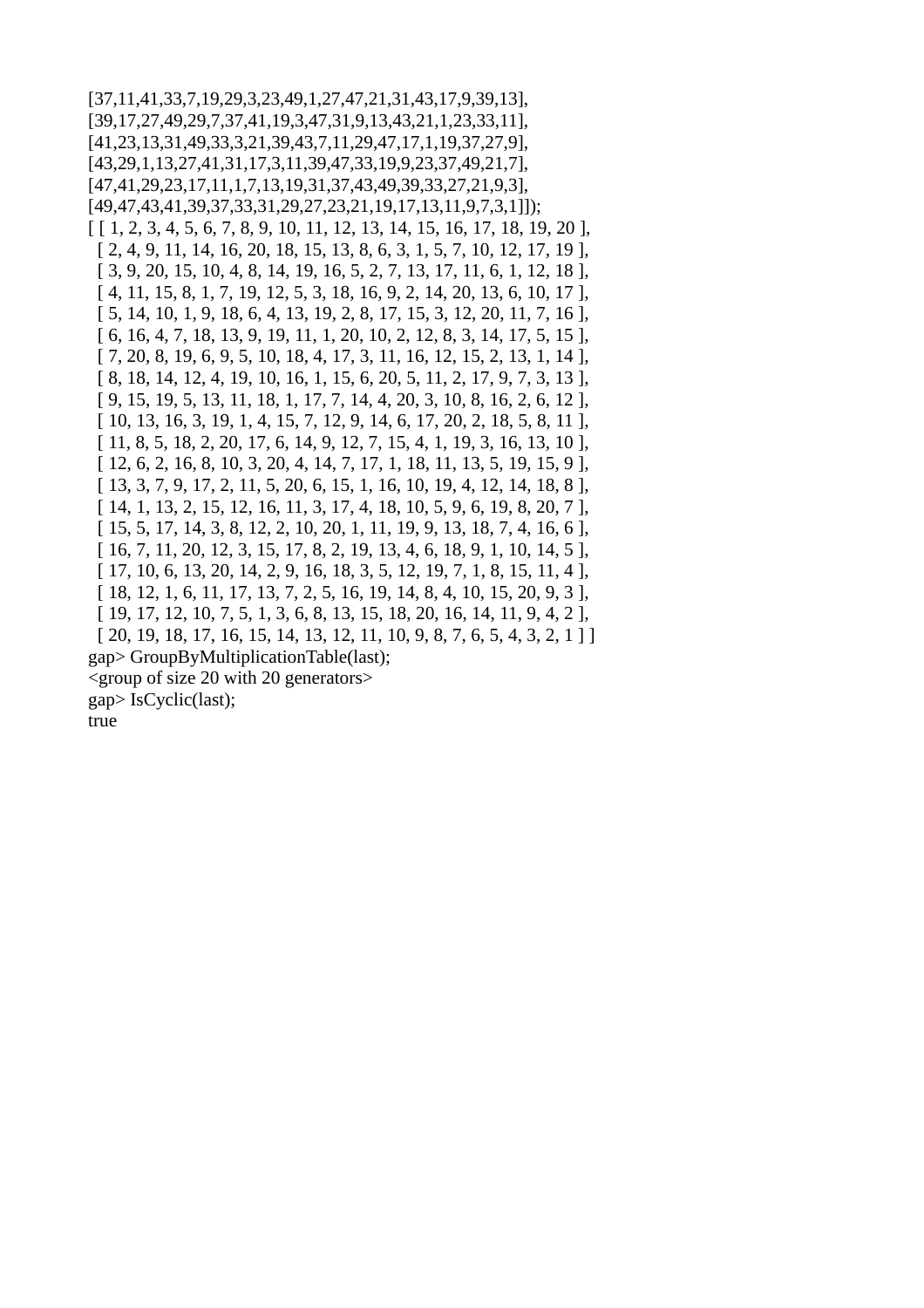```
[37,11,41,33,7,19,29,3,23,49,1,27,47,21,31,43,17,9,39,13],
[39,17,27,49,29,7,37,41,19,3,47,31,9,13,43,21,1,23,33,11],
[41,23,13,31,49,33,3,21,39,43,7,11,29,47,17,1,19,37,27,9],
[43,29,1,13,27,41,31,17,3,11,39,47,33,19,9,23,37,49,21,7],
[47,41,29,23,17,11,1,7,13,19,31,37,43,49,39,33,27,21,9,3],
[49,47,43,41,39,37,33,31,29,27,23,21,19,17,13,11,9,7,3,1]]);
[ [ 1, 2, 3, 4, 5, 6, 7, 8, 9, 10, 11, 12, 13, 14, 15, 16, 17, 18, 19, 20 ],
  [ 2, 4, 9, 11, 14, 16, 20, 18, 15, 13, 8, 6, 3, 1, 5, 7, 10, 12, 17, 19 ],
  [ 3, 9, 20, 15, 10, 4, 8, 14, 19, 16, 5, 2, 7, 13, 17, 11, 6, 1, 12, 18 ],
  [ 4, 11, 15, 8, 1, 7, 19, 12, 5, 3, 18, 16, 9, 2, 14, 20, 13, 6, 10, 17 ],
  [ 5, 14, 10, 1, 9, 18, 6, 4, 13, 19, 2, 8, 17, 15, 3, 12, 20, 11, 7, 16 ],
  [ 6, 16, 4, 7, 18, 13, 9, 19, 11, 1, 20, 10, 2, 12, 8, 3, 14, 17, 5, 15 ],
  [ 7, 20, 8, 19, 6, 9, 5, 10, 18, 4, 17, 3, 11, 16, 12, 15, 2, 13, 1, 14 ],
  [ 8, 18, 14, 12, 4, 19, 10, 16, 1, 15, 6, 20, 5, 11, 2, 17, 9, 7, 3, 13 ],
  [ 9, 15, 19, 5, 13, 11, 18, 1, 17, 7, 14, 4, 20, 3, 10, 8, 16, 2, 6, 12 ],
  [ 10, 13, 16, 3, 19, 1, 4, 15, 7, 12, 9, 14, 6, 17, 20, 2, 18, 5, 8, 11 ],
  [ 11, 8, 5, 18, 2, 20, 17, 6, 14, 9, 12, 7, 15, 4, 1, 19, 3, 16, 13, 10 ],
  [ 12, 6, 2, 16, 8, 10, 3, 20, 4, 14, 7, 17, 1, 18, 11, 13, 5, 19, 15, 9 ],
  [ 13, 3, 7, 9, 17, 2, 11, 5, 20, 6, 15, 1, 16, 10, 19, 4, 12, 14, 18, 8 ],
  [ 14, 1, 13, 2, 15, 12, 16, 11, 3, 17, 4, 18, 10, 5, 9, 6, 19, 8, 20, 7 ],
  [ 15, 5, 17, 14, 3, 8, 12, 2, 10, 20, 1, 11, 19, 9, 13, 18, 7, 4, 16, 6 ],
  [ 16, 7, 11, 20, 12, 3, 15, 17, 8, 2, 19, 13, 4, 6, 18, 9, 1, 10, 14, 5 ],
  [ 17, 10, 6, 13, 20, 14, 2, 9, 16, 18, 3, 5, 12, 19, 7, 1, 8, 15, 11, 4 ],
  [ 18, 12, 1, 6, 11, 17, 13, 7, 2, 5, 16, 19, 14, 8, 4, 10, 15, 20, 9, 3 ],
  [ 19, 17, 12, 10, 7, 5, 1, 3, 6, 8, 13, 15, 18, 20, 16, 14, 11, 9, 4, 2 ],
  [ 20, 19, 18, 17, 16, 15, 14, 13, 12, 11, 10, 9, 8, 7, 6, 5, 4, 3, 2, 1 ] ]
gap> GroupByMultiplicationTable(last);
<group of size 20 with 20 generators>
gap> IsCyclic(last);
true
```